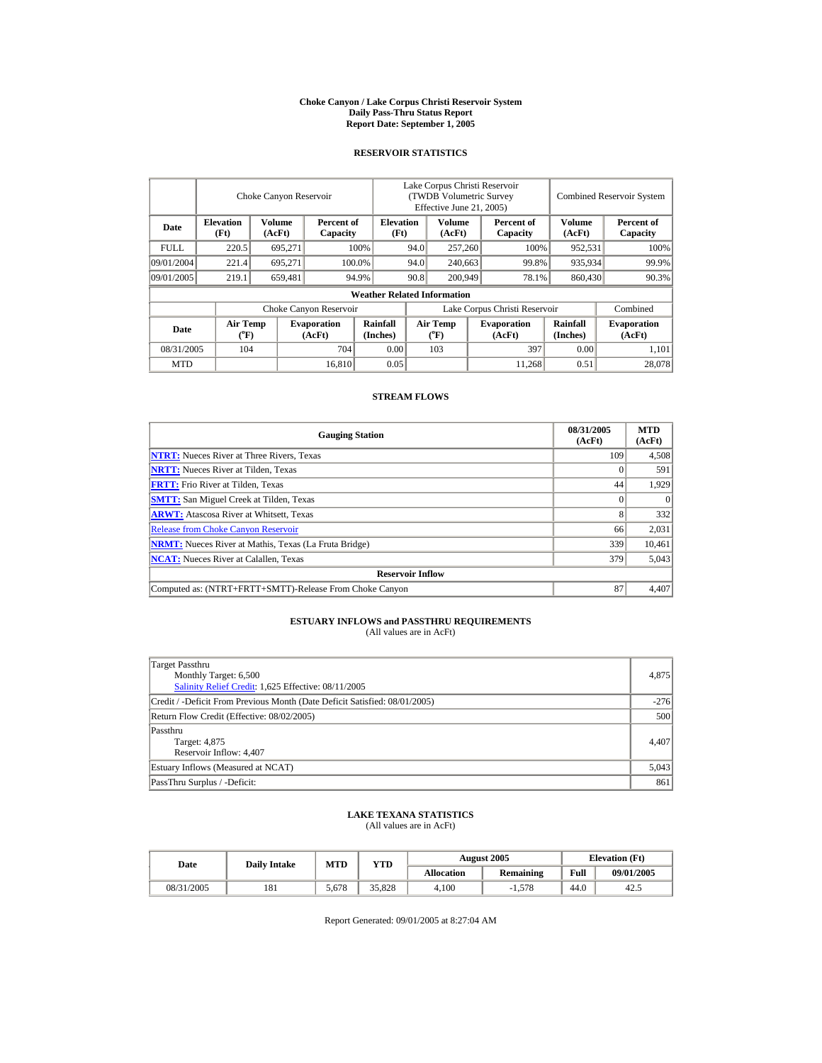# Choke Canyon / Lake Corpus Christi Reservoir System
## Daily Pass-Thru Status Report
### Report Date: September 1, 2005

## RESERVOIR STATISTICS

| Date | Choke Canyon Reservoir | | | Lake Corpus Christi Reservoir (TWDB Volumetric Survey Effective June 21, 2005) | | | Combined Reservoir System | |
|---|---|---|---|---|---|---|---|---|
| | Elevation (Ft) | Volume (AcFt) | Percent of Capacity | Elevation (Ft) | Volume (AcFt) | Percent of Capacity | Volume (AcFt) | Percent of Capacity |
| FULL | 220.5 | 695,271 | 100% | 94.0 | 257,260 | 100% | 952,531 | 100% |
| 09/01/2004 | 221.4 | 695,271 | 100.0% | 94.0 | 240,663 | 99.8% | 935,934 | 99.9% |
| 09/01/2005 | 219.1 | 659,481 | 94.9% | 90.8 | 200,949 | 78.1% | 860,430 | 90.3% |

**Weather Related Information**

| Date | Choke Canyon Reservoir | | | Lake Corpus Christi Reservoir | | | Combined |
|---|---|---|---|---|---|---|---|
| | Air Temp (°F) | Evaporation (AcFt) | Rainfall (Inches) | Air Temp (°F) | Evaporation (AcFt) | Rainfall (Inches) | Evaporation (AcFt) |
| 08/31/2005 | 104 | 704 | 0.00 | 103 | 397 | 0.00 | 1,101 |
| MTD | | 16,810 | 0.05 | | 11,268 | 0.51 | 28,078 |

## STREAM FLOWS

| Gauging Station | 08/31/2005 (AcFt) | MTD (AcFt) |
|---|---|---|
| NTRT: Nueces River at Three Rivers, Texas | 109 | 4,508 |
| NRTT: Nueces River at Tilden, Texas | 0 | 591 |
| FRTT: Frio River at Tilden, Texas | 44 | 1,929 |
| SMTT: San Miguel Creek at Tilden, Texas | 0 | 0 |
| ARWT: Atascosa River at Whitsett, Texas | 8 | 332 |
| Release from Choke Canyon Reservoir | 66 | 2,031 |
| NRMT: Nueces River at Mathis, Texas (La Fruta Bridge) | 339 | 10,461 |
| NCAT: Nueces River at Calallen, Texas | 379 | 5,043 |
| **Reservoir Inflow** | | |
| Computed as: (NTRT+FRTT+SMTT)-Release From Choke Canyon | 87 | 4,407 |

## ESTUARY INFLOWS and PASSTHRU REQUIREMENTS
(All values are in AcFt)

| | |
|---|---|
| Target Passthru<br>Monthly Target: 6,500<br>Salinity Relief Credit: 1,625 Effective: 08/11/2005 | 4,875 |
| Credit / -Deficit From Previous Month (Date Deficit Satisfied: 08/01/2005) | -276 |
| Return Flow Credit (Effective: 08/02/2005) | 500 |
| Passthru<br>Target: 4,875<br>Reservoir Inflow: 4,407 | 4,407 |
| Estuary Inflows (Measured at NCAT) | 5,043 |
| PassThru Surplus / -Deficit: | 861 |

## LAKE TEXANA STATISTICS
(All values are in AcFt)

| Date | Daily Intake | MTD | YTD | August 2005 | | Elevation (Ft) | |
|---|---|---|---|---|---|---|---|
| | | | | Allocation | Remaining | Full | 09/01/2005 |
| 08/31/2005 | 181 | 5,678 | 35,828 | 4,100 | -1,578 | 44.0 | 42.5 |

Report Generated: 09/01/2005 at 8:27:04 AM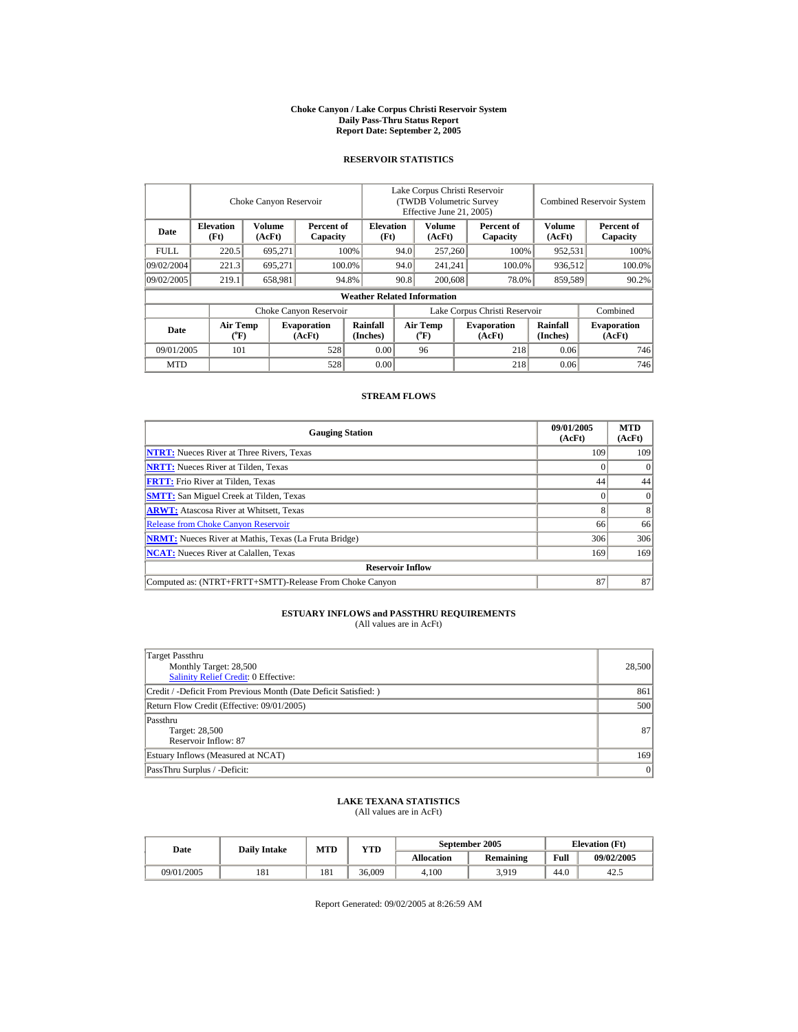# Choke Canyon / Lake Corpus Christi Reservoir System
## Daily Pass-Thru Status Report
## Report Date: September 2, 2005

### RESERVOIR STATISTICS

| Date | Choke Canyon Reservoir | | | Lake Corpus Christi Reservoir (TWDB Volumetric Survey Effective June 21, 2005) | | | Combined Reservoir System | |
|---|---|---|---|---|---|---|---|---|
| | Elevation (Ft) | Volume (AcFt) | Percent of Capacity | Elevation (Ft) | Volume (AcFt) | Percent of Capacity | Volume (AcFt) | Percent of Capacity |
| FULL | 220.5 | 695,271 | 100% | 94.0 | 257,260 | 100% | 952,531 | 100% |
| 09/02/2004 | 221.3 | 695,271 | 100.0% | 94.0 | 241,241 | 100.0% | 936,512 | 100.0% |
| 09/02/2005 | 219.1 | 658,981 | 94.8% | 90.8 | 200,608 | 78.0% | 859,589 | 90.2% |

**Weather Related Information**

| Date | Choke Canyon Reservoir | | | Lake Corpus Christi Reservoir | | | Combined |
|---|---|---|---|---|---|---|---|
| | Air Temp (°F) | Evaporation (AcFt) | Rainfall (Inches) | Air Temp (°F) | Evaporation (AcFt) | Rainfall (Inches) | Evaporation (AcFt) |
| 09/01/2005 | 101 | 528 | 0.00 | 96 | 218 | 0.06 | 746 |
| MTD | | 528 | 0.00 | | 218 | 0.06 | 746 |

### STREAM FLOWS

| Gauging Station | 09/01/2005 (AcFt) | MTD (AcFt) |
|---|---|---|
| **NTRT:** Nueces River at Three Rivers, Texas | 109 | 109 |
| **NRTT:** Nueces River at Tilden, Texas | 0 | 0 |
| **FRTT:** Frio River at Tilden, Texas | 44 | 44 |
| **SMTT:** San Miguel Creek at Tilden, Texas | 0 | 0 |
| **ARWT:** Atascosa River at Whitsett, Texas | 8 | 8 |
| Release from Choke Canyon Reservoir | 66 | 66 |
| **NRMT:** Nueces River at Mathis, Texas (La Fruta Bridge) | 306 | 306 |
| **NCAT:** Nueces River at Calallen, Texas | 169 | 169 |
| **Reservoir Inflow** | | |
| Computed as: (NTRT+FRTT+SMTT)-Release From Choke Canyon | 87 | 87 |

### ESTUARY INFLOWS and PASSTHRU REQUIREMENTS
(All values are in AcFt)

| | |
|---|---|
| Target Passthru<br>Monthly Target: 28,500<br>Salinity Relief Credit: 0 Effective: | 28,500 |
| Credit / -Deficit From Previous Month (Date Deficit Satisfied: ) | 861 |
| Return Flow Credit (Effective: 09/01/2005) | 500 |
| Passthru<br>Target: 28,500<br>Reservoir Inflow: 87 | 87 |
| Estuary Inflows (Measured at NCAT) | 169 |
| PassThru Surplus / -Deficit: | 0 |

### LAKE TEXANA STATISTICS
(All values are in AcFt)

| Date | Daily Intake | MTD | YTD | September 2005 | | Elevation (Ft) | |
|---|---|---|---|---|---|---|---|
| | | | | Allocation | Remaining | Full | 09/02/2005 |
| 09/01/2005 | 181 | 181 | 36,009 | 4,100 | 3,919 | 44.0 | 42.5 |

Report Generated: 09/02/2005 at 8:26:59 AM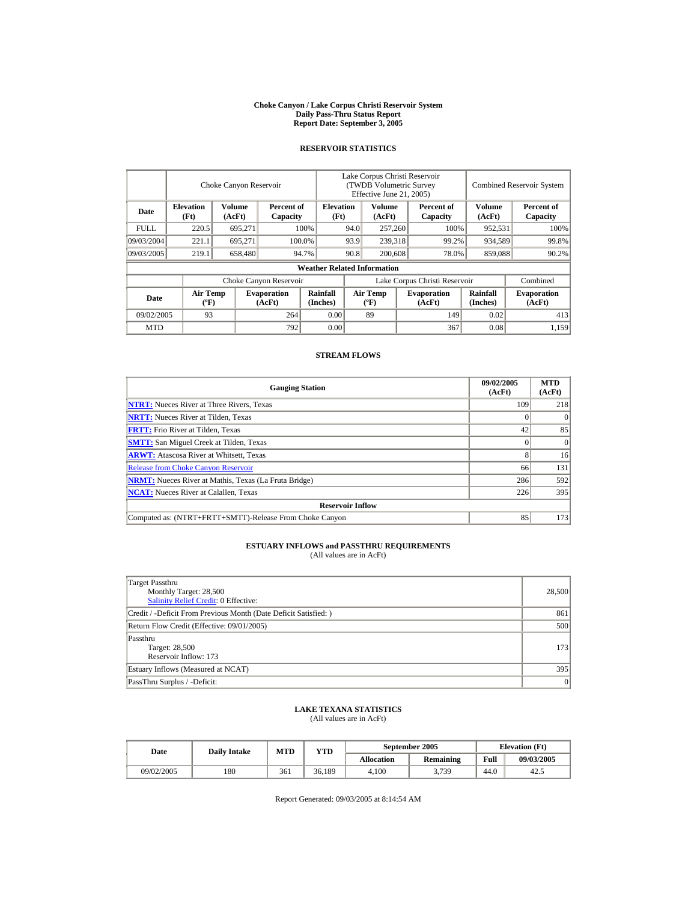# Choke Canyon / Lake Corpus Christi Reservoir System
## Daily Pass-Thru Status Report
### Report Date: September 3, 2005

## RESERVOIR STATISTICS

| Date | Choke Canyon Reservoir | | | Lake Corpus Christi Reservoir (TWDB Volumetric Survey Effective June 21, 2005) | | | Combined Reservoir System | |
|---|---|---|---|---|---|---|---|---|
| | Elevation (Ft) | Volume (AcFt) | Percent of Capacity | Elevation (Ft) | Volume (AcFt) | Percent of Capacity | Volume (AcFt) | Percent of Capacity |
| FULL | 220.5 | 695,271 | 100% | 94.0 | 257,260 | 100% | 952,531 | 100% |
| 09/03/2004 | 221.1 | 695,271 | 100.0% | 93.9 | 239,318 | 99.2% | 934,589 | 99.8% |
| 09/03/2005 | 219.1 | 658,480 | 94.7% | 90.8 | 200,608 | 78.0% | 859,088 | 90.2% |

**Weather Related Information**

| Date | Choke Canyon Reservoir | | | Lake Corpus Christi Reservoir | | | Combined |
|---|---|---|---|---|---|---|---|
| | Air Temp (ºF) | Evaporation (AcFt) | Rainfall (Inches) | Air Temp (ºF) | Evaporation (AcFt) | Rainfall (Inches) | Evaporation (AcFt) |
| 09/02/2005 | 93 | 264 | 0.00 | 89 | 149 | 0.02 | 413 |
| MTD | | 792 | 0.00 | | 367 | 0.08 | 1,159 |

## STREAM FLOWS

| Gauging Station | 09/02/2005 (AcFt) | MTD (AcFt) |
|---|---|---|
| NTRT: Nueces River at Three Rivers, Texas | 109 | 218 |
| NRTT: Nueces River at Tilden, Texas | 0 | 0 |
| FRTT: Frio River at Tilden, Texas | 42 | 85 |
| SMTT: San Miguel Creek at Tilden, Texas | 0 | 0 |
| ARWT: Atascosa River at Whitsett, Texas | 8 | 16 |
| Release from Choke Canyon Reservoir | 66 | 131 |
| NRMT: Nueces River at Mathis, Texas (La Fruta Bridge) | 286 | 592 |
| NCAT: Nueces River at Calallen, Texas | 226 | 395 |
| **Reservoir Inflow** | | |
| Computed as: (NTRT+FRTT+SMTT)-Release From Choke Canyon | 85 | 173 |

## ESTUARY INFLOWS and PASSTHRU REQUIREMENTS
(All values are in AcFt)

| | |
|---|---|
| Target Passthru<br>Monthly Target: 28,500<br>Salinity Relief Credit: 0 Effective: | 28,500 |
| Credit / -Deficit From Previous Month (Date Deficit Satisfied: ) | 861 |
| Return Flow Credit (Effective: 09/01/2005) | 500 |
| Passthru<br>Target: 28,500<br>Reservoir Inflow: 173 | 173 |
| Estuary Inflows (Measured at NCAT) | 395 |
| PassThru Surplus / -Deficit: | 0 |

## LAKE TEXANA STATISTICS
(All values are in AcFt)

| Date | Daily Intake | MTD | YTD | September 2005 | | Elevation (Ft) | |
|---|---|---|---|---|---|---|---|
| | | | | Allocation | Remaining | Full | 09/03/2005 |
| 09/02/2005 | 180 | 361 | 36,189 | 4,100 | 3,739 | 44.0 | 42.5 |

Report Generated: 09/03/2005 at 8:14:54 AM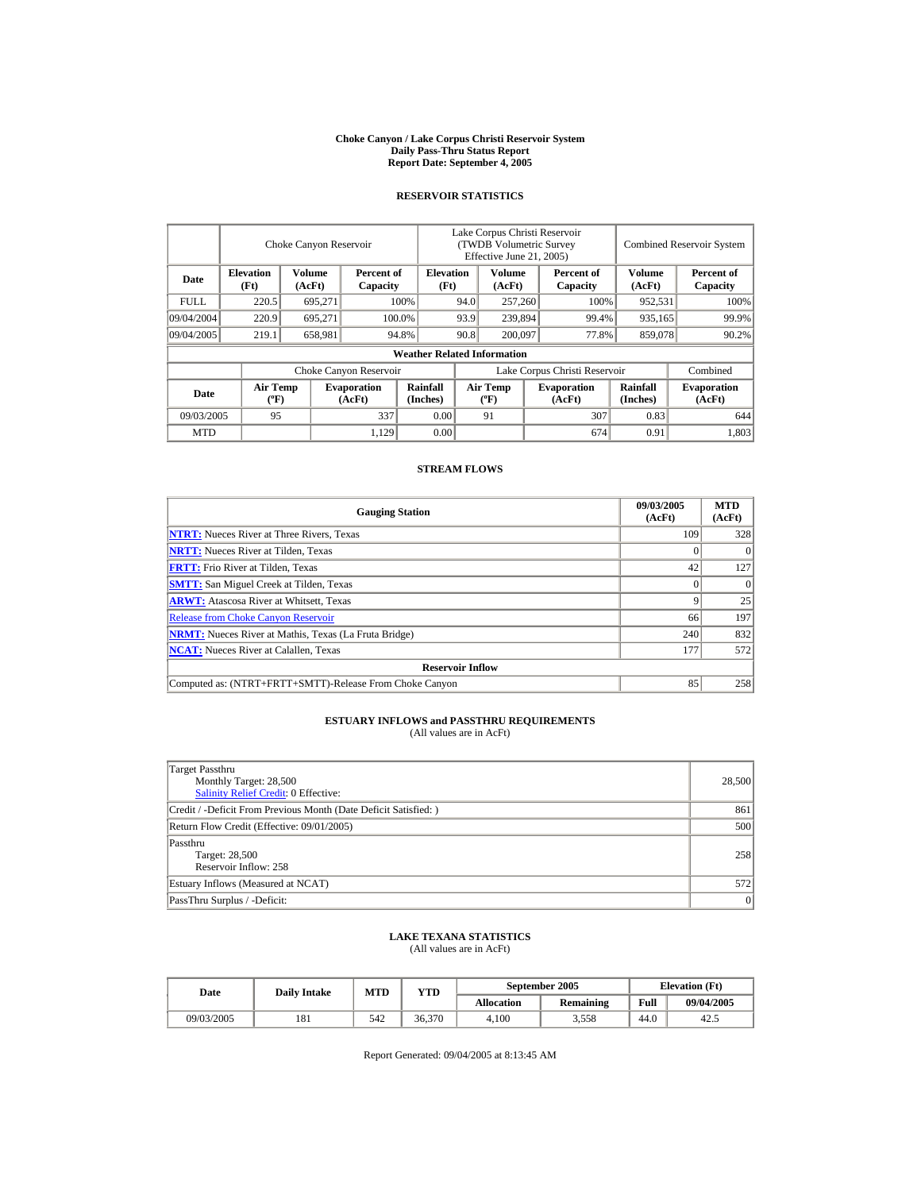**Choke Canyon / Lake Corpus Christi Reservoir System**
**Daily Pass-Thru Status Report**
**Report Date: September 4, 2005**

## RESERVOIR STATISTICS

| | Choke Canyon Reservoir | | | Lake Corpus Christi Reservoir (TWDB Volumetric Survey Effective June 21, 2005) | | | Combined Reservoir System | |
|---|---|---|---|---|---|---|---|---|
| **Date** | **Elevation (Ft)** | **Volume (AcFt)** | **Percent of Capacity** | **Elevation (Ft)** | **Volume (AcFt)** | **Percent of Capacity** | **Volume (AcFt)** | **Percent of Capacity** |
| FULL | 220.5 | 695,271 | 100% | 94.0 | 257,260 | 100% | 952,531 | 100% |
| 09/04/2004 | 220.9 | 695,271 | 100.0% | 93.9 | 239,894 | 99.4% | 935,165 | 99.9% |
| 09/04/2005 | 219.1 | 658,981 | 94.8% | 90.8 | 200,097 | 77.8% | 859,078 | 90.2% |

**Weather Related Information**

| | Choke Canyon Reservoir | | | Lake Corpus Christi Reservoir | | | Combined |
|---|---|---|---|---|---|---|---|
| **Date** | **Air Temp (ºF)** | **Evaporation (AcFt)** | **Rainfall (Inches)** | **Air Temp (ºF)** | **Evaporation (AcFt)** | **Rainfall (Inches)** | **Evaporation (AcFt)** |
| 09/03/2005 | 95 | 337 | 0.00 | 91 | 307 | 0.83 | 644 |
| MTD | | 1,129 | 0.00 | | 674 | 0.91 | 1,803 |

## STREAM FLOWS

| Gauging Station | 09/03/2005 (AcFt) | MTD (AcFt) |
|---|---|---|
| **NTRT:** Nueces River at Three Rivers, Texas | 109 | 328 |
| **NRTT:** Nueces River at Tilden, Texas | 0 | 0 |
| **FRTT:** Frio River at Tilden, Texas | 42 | 127 |
| **SMTT:** San Miguel Creek at Tilden, Texas | 0 | 0 |
| **ARWT:** Atascosa River at Whitsett, Texas | 9 | 25 |
| Release from Choke Canyon Reservoir | 66 | 197 |
| **NRMT:** Nueces River at Mathis, Texas (La Fruta Bridge) | 240 | 832 |
| **NCAT:** Nueces River at Calallen, Texas | 177 | 572 |
| **Reservoir Inflow** | | |
| Computed as: (NTRT+FRTT+SMTT)-Release From Choke Canyon | 85 | 258 |

## ESTUARY INFLOWS and PASSTHRU REQUIREMENTS
(All values are in AcFt)

| | |
|---|---|
| Target Passthru<br>Monthly Target: 28,500<br>Salinity Relief Credit: 0 Effective: | 28,500 |
| Credit / -Deficit From Previous Month (Date Deficit Satisfied: ) | 861 |
| Return Flow Credit (Effective: 09/01/2005) | 500 |
| Passthru<br>Target: 28,500<br>Reservoir Inflow: 258 | 258 |
| Estuary Inflows (Measured at NCAT) | 572 |
| PassThru Surplus / -Deficit: | 0 |

## LAKE TEXANA STATISTICS
(All values are in AcFt)

| Date | Daily Intake | MTD | YTD | September 2005 | | Elevation (Ft) | |
|---|---|---|---|---|---|---|---|
| | | | | **Allocation** | **Remaining** | **Full** | **09/04/2005** |
| 09/03/2005 | 181 | 542 | 36,370 | 4,100 | 3,558 | 44.0 | 42.5 |

Report Generated: 09/04/2005 at 8:13:45 AM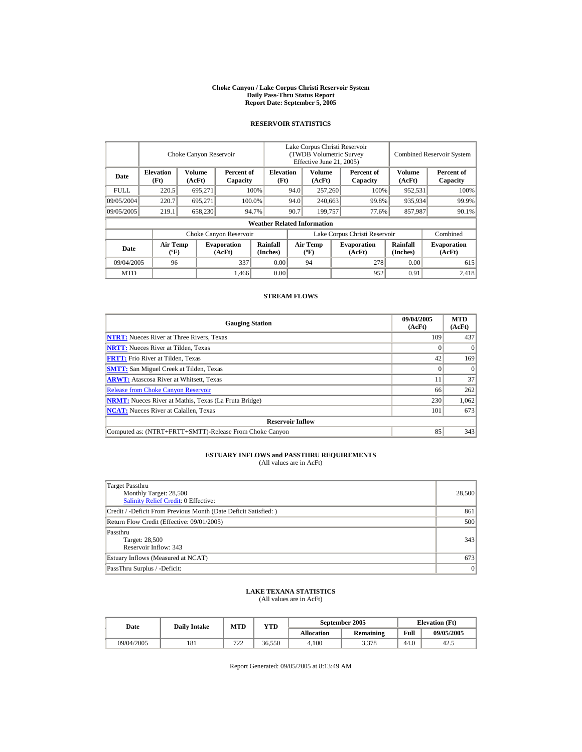# Choke Canyon / Lake Corpus Christi Reservoir System
## Daily Pass-Thru Status Report
## Report Date: September 5, 2005

### RESERVOIR STATISTICS

| | Choke Canyon Reservoir | | | Lake Corpus Christi Reservoir (TWDB Volumetric Survey Effective June 21, 2005) | | | Combined Reservoir System | |
|---|---|---|---|---|---|---|---|---|
| **Date** | **Elevation (Ft)** | **Volume (AcFt)** | **Percent of Capacity** | **Elevation (Ft)** | **Volume (AcFt)** | **Percent of Capacity** | **Volume (AcFt)** | **Percent of Capacity** |
| FULL | 220.5 | 695,271 | 100% | 94.0 | 257,260 | 100% | 952,531 | 100% |
| 09/05/2004 | 220.7 | 695,271 | 100.0% | 94.0 | 240,663 | 99.8% | 935,934 | 99.9% |
| 09/05/2005 | 219.1 | 658,230 | 94.7% | 90.7 | 199,757 | 77.6% | 857,987 | 90.1% |

**Weather Related Information**

| | Choke Canyon Reservoir | | | Lake Corpus Christi Reservoir | | | Combined |
|---|---|---|---|---|---|---|---|
| **Date** | **Air Temp (ºF)** | **Evaporation (AcFt)** | **Rainfall (Inches)** | **Air Temp (ºF)** | **Evaporation (AcFt)** | **Rainfall (Inches)** | **Evaporation (AcFt)** |
| 09/04/2005 | 96 | 337 | 0.00 | 94 | 278 | 0.00 | 615 |
| MTD | | 1,466 | 0.00 | | 952 | 0.91 | 2,418 |

### STREAM FLOWS

| Gauging Station | 09/04/2005 (AcFt) | MTD (AcFt) |
|---|---|---|
| NTRT: Nueces River at Three Rivers, Texas | 109 | 437 |
| NRTT: Nueces River at Tilden, Texas | 0 | 0 |
| FRTT: Frio River at Tilden, Texas | 42 | 169 |
| SMTT: San Miguel Creek at Tilden, Texas | 0 | 0 |
| ARWT: Atascosa River at Whitsett, Texas | 11 | 37 |
| Release from Choke Canyon Reservoir | 66 | 262 |
| NRMT: Nueces River at Mathis, Texas (La Fruta Bridge) | 230 | 1,062 |
| NCAT: Nueces River at Calallen, Texas | 101 | 673 |
| **Reservoir Inflow** | | |
| Computed as: (NTRT+FRTT+SMTT)-Release From Choke Canyon | 85 | 343 |

### ESTUARY INFLOWS and PASSTHRU REQUIREMENTS
(All values are in AcFt)

| | |
|---|---|
| Target Passthru<br>Monthly Target: 28,500<br>Salinity Relief Credit: 0 Effective: | 28,500 |
| Credit / -Deficit From Previous Month (Date Deficit Satisfied: ) | 861 |
| Return Flow Credit (Effective: 09/01/2005) | 500 |
| Passthru<br>Target: 28,500<br>Reservoir Inflow: 343 | 343 |
| Estuary Inflows (Measured at NCAT) | 673 |
| PassThru Surplus / -Deficit: | 0 |

### LAKE TEXANA STATISTICS
(All values are in AcFt)

| Date | Daily Intake | MTD | YTD | September 2005 | | Elevation (Ft) | |
|---|---|---|---|---|---|---|---|
| | | | | **Allocation** | **Remaining** | **Full** | **09/05/2005** |
| 09/04/2005 | 181 | 722 | 36,550 | 4,100 | 3,378 | 44.0 | 42.5 |

Report Generated: 09/05/2005 at 8:13:49 AM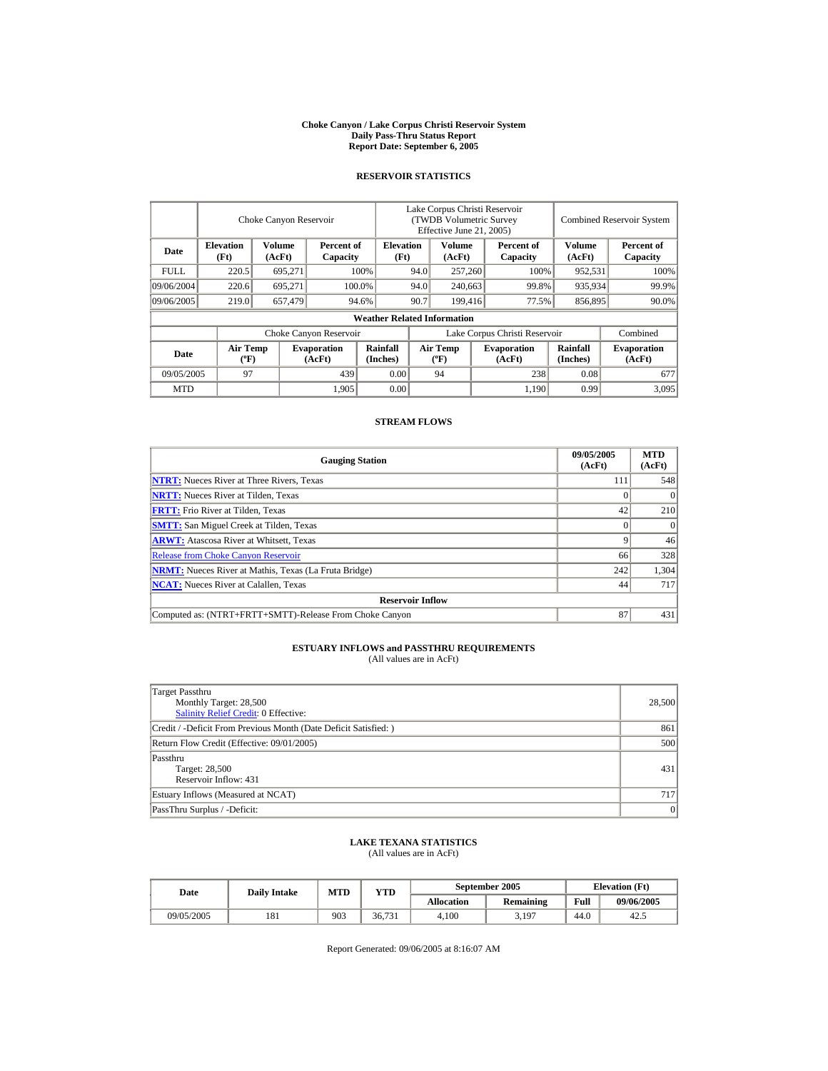**Choke Canyon / Lake Corpus Christi Reservoir System**
**Daily Pass-Thru Status Report**
**Report Date: September 6, 2005**

## RESERVOIR STATISTICS

| | Choke Canyon Reservoir | | | Lake Corpus Christi Reservoir (TWDB Volumetric Survey Effective June 21, 2005) | | | Combined Reservoir System | |
|---|---|---|---|---|---|---|---|---|
| **Date** | **Elevation (Ft)** | **Volume (AcFt)** | **Percent of Capacity** | **Elevation (Ft)** | **Volume (AcFt)** | **Percent of Capacity** | **Volume (AcFt)** | **Percent of Capacity** |
| FULL | 220.5 | 695,271 | 100% | 94.0 | 257,260 | 100% | 952,531 | 100% |
| 09/06/2004 | 220.6 | 695,271 | 100.0% | 94.0 | 240,663 | 99.8% | 935,934 | 99.9% |
| 09/06/2005 | 219.0 | 657,479 | 94.6% | 90.7 | 199,416 | 77.5% | 856,895 | 90.0% |

**Weather Related Information**

| | Choke Canyon Reservoir | | | Lake Corpus Christi Reservoir | | | Combined |
|---|---|---|---|---|---|---|---|
| **Date** | **Air Temp (ºF)** | **Evaporation (AcFt)** | **Rainfall (Inches)** | **Air Temp (ºF)** | **Evaporation (AcFt)** | **Rainfall (Inches)** | **Evaporation (AcFt)** |
| 09/05/2005 | 97 | 439 | 0.00 | 94 | 238 | 0.08 | 677 |
| MTD | | 1,905 | 0.00 | | 1,190 | 0.99 | 3,095 |

## STREAM FLOWS

| Gauging Station | 09/05/2005 (AcFt) | MTD (AcFt) |
|---|---|---|
| **NTRT:** Nueces River at Three Rivers, Texas | 111 | 548 |
| **NRTT:** Nueces River at Tilden, Texas | 0 | 0 |
| **FRTT:** Frio River at Tilden, Texas | 42 | 210 |
| **SMTT:** San Miguel Creek at Tilden, Texas | 0 | 0 |
| **ARWT:** Atascosa River at Whitsett, Texas | 9 | 46 |
| Release from Choke Canyon Reservoir | 66 | 328 |
| **NRMT:** Nueces River at Mathis, Texas (La Fruta Bridge) | 242 | 1,304 |
| **NCAT:** Nueces River at Calallen, Texas | 44 | 717 |
| **Reservoir Inflow** | | |
| Computed as: (NTRT+FRTT+SMTT)-Release From Choke Canyon | 87 | 431 |

## ESTUARY INFLOWS and PASSTHRU REQUIREMENTS

(All values are in AcFt)

| | |
|---|---|
| Target Passthru<br>Monthly Target: 28,500<br>Salinity Relief Credit: 0 Effective: | 28,500 |
| Credit / -Deficit From Previous Month (Date Deficit Satisfied: ) | 861 |
| Return Flow Credit (Effective: 09/01/2005) | 500 |
| Passthru<br>Target: 28,500<br>Reservoir Inflow: 431 | 431 |
| Estuary Inflows (Measured at NCAT) | 717 |
| PassThru Surplus / -Deficit: | 0 |

## LAKE TEXANA STATISTICS

(All values are in AcFt)

| Date | Daily Intake | MTD | YTD | September 2005 | | Elevation (Ft) | |
|---|---|---|---|---|---|---|---|
| | | | | **Allocation** | **Remaining** | **Full** | **09/06/2005** |
| 09/05/2005 | 181 | 903 | 36,731 | 4,100 | 3,197 | 44.0 | 42.5 |

Report Generated: 09/06/2005 at 8:16:07 AM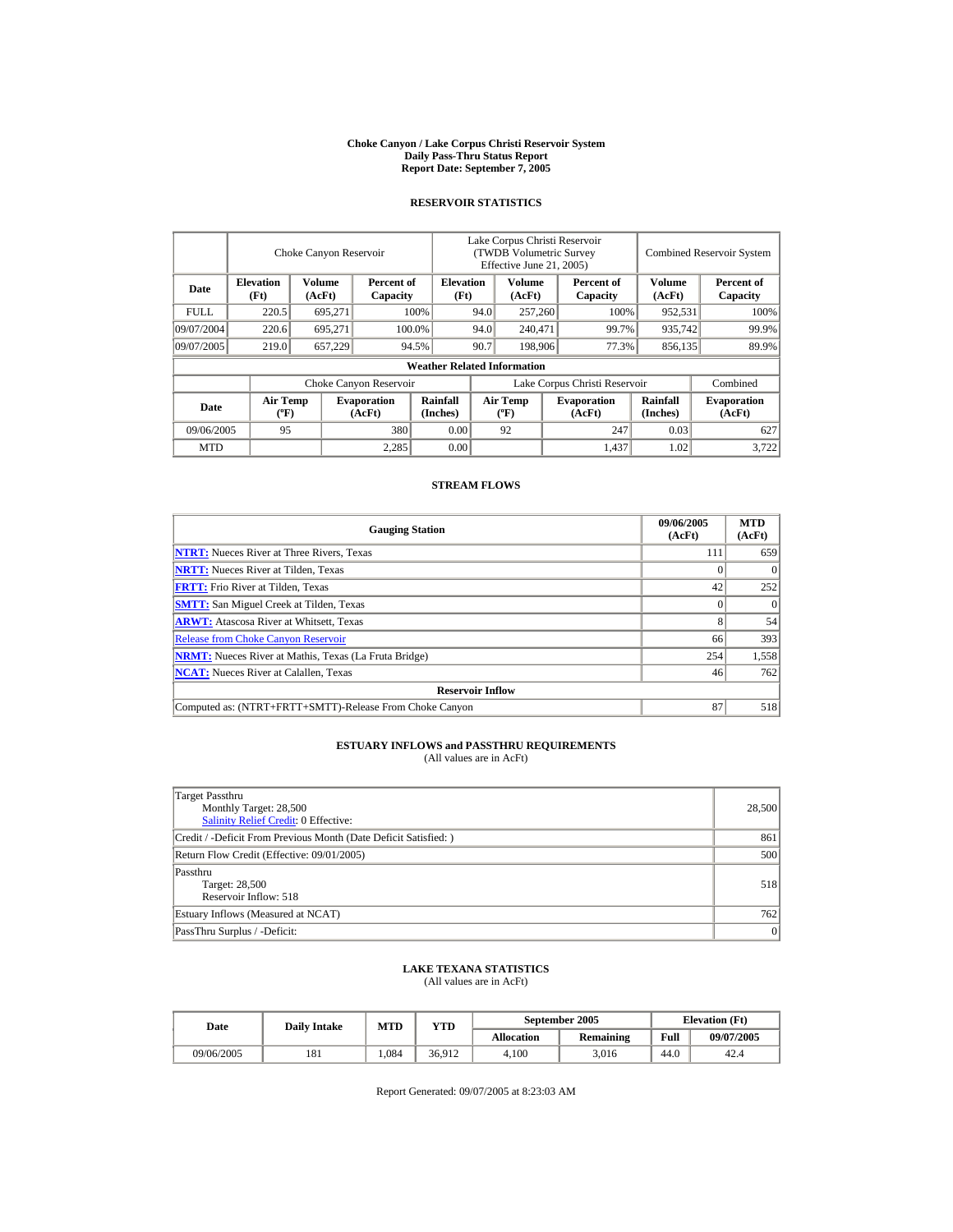# Choke Canyon / Lake Corpus Christi Reservoir System
## Daily Pass-Thru Status Report
## Report Date: September 7, 2005

### RESERVOIR STATISTICS

| Date | Choke Canyon Reservoir | | | Lake Corpus Christi Reservoir (TWDB Volumetric Survey Effective June 21, 2005) | | | Combined Reservoir System | |
|---|---|---|---|---|---|---|---|---|
| | Elevation (Ft) | Volume (AcFt) | Percent of Capacity | Elevation (Ft) | Volume (AcFt) | Percent of Capacity | Volume (AcFt) | Percent of Capacity |
| FULL | 220.5 | 695,271 | 100% | 94.0 | 257,260 | 100% | 952,531 | 100% |
| 09/07/2004 | 220.6 | 695,271 | 100.0% | 94.0 | 240,471 | 99.7% | 935,742 | 99.9% |
| 09/07/2005 | 219.0 | 657,229 | 94.5% | 90.7 | 198,906 | 77.3% | 856,135 | 89.9% |

**Weather Related Information**

| Date | Choke Canyon Reservoir | | | Lake Corpus Christi Reservoir | | | Combined |
|---|---|---|---|---|---|---|---|
| | Air Temp (ºF) | Evaporation (AcFt) | Rainfall (Inches) | Air Temp (ºF) | Evaporation (AcFt) | Rainfall (Inches) | Evaporation (AcFt) |
| 09/06/2005 | 95 | 380 | 0.00 | 92 | 247 | 0.03 | 627 |
| MTD | | 2,285 | 0.00 | | 1,437 | 1.02 | 3,722 |

### STREAM FLOWS

| Gauging Station | 09/06/2005 (AcFt) | MTD (AcFt) |
|---|---|---|
| NTRT: Nueces River at Three Rivers, Texas | 111 | 659 |
| NRTT: Nueces River at Tilden, Texas | 0 | 0 |
| FRTT: Frio River at Tilden, Texas | 42 | 252 |
| SMTT: San Miguel Creek at Tilden, Texas | 0 | 0 |
| ARWT: Atascosa River at Whitsett, Texas | 8 | 54 |
| Release from Choke Canyon Reservoir | 66 | 393 |
| NRMT: Nueces River at Mathis, Texas (La Fruta Bridge) | 254 | 1,558 |
| NCAT: Nueces River at Calallen, Texas | 46 | 762 |
| **Reservoir Inflow** | | |
| Computed as: (NTRT+FRTT+SMTT)-Release From Choke Canyon | 87 | 518 |

### ESTUARY INFLOWS and PASSTHRU REQUIREMENTS
(All values are in AcFt)

| | |
|---|---|
| Target Passthru<br>Monthly Target: 28,500<br>Salinity Relief Credit: 0 Effective: | 28,500 |
| Credit / -Deficit From Previous Month (Date Deficit Satisfied: ) | 861 |
| Return Flow Credit (Effective: 09/01/2005) | 500 |
| Passthru<br>Target: 28,500<br>Reservoir Inflow: 518 | 518 |
| Estuary Inflows (Measured at NCAT) | 762 |
| PassThru Surplus / -Deficit: | 0 |

### LAKE TEXANA STATISTICS
(All values are in AcFt)

| Date | Daily Intake | MTD | YTD | September 2005 | | Elevation (Ft) | |
|---|---|---|---|---|---|---|---|
| | | | | Allocation | Remaining | Full | 09/07/2005 |
| 09/06/2005 | 181 | 1,084 | 36,912 | 4,100 | 3,016 | 44.0 | 42.4 |

Report Generated: 09/07/2005 at 8:23:03 AM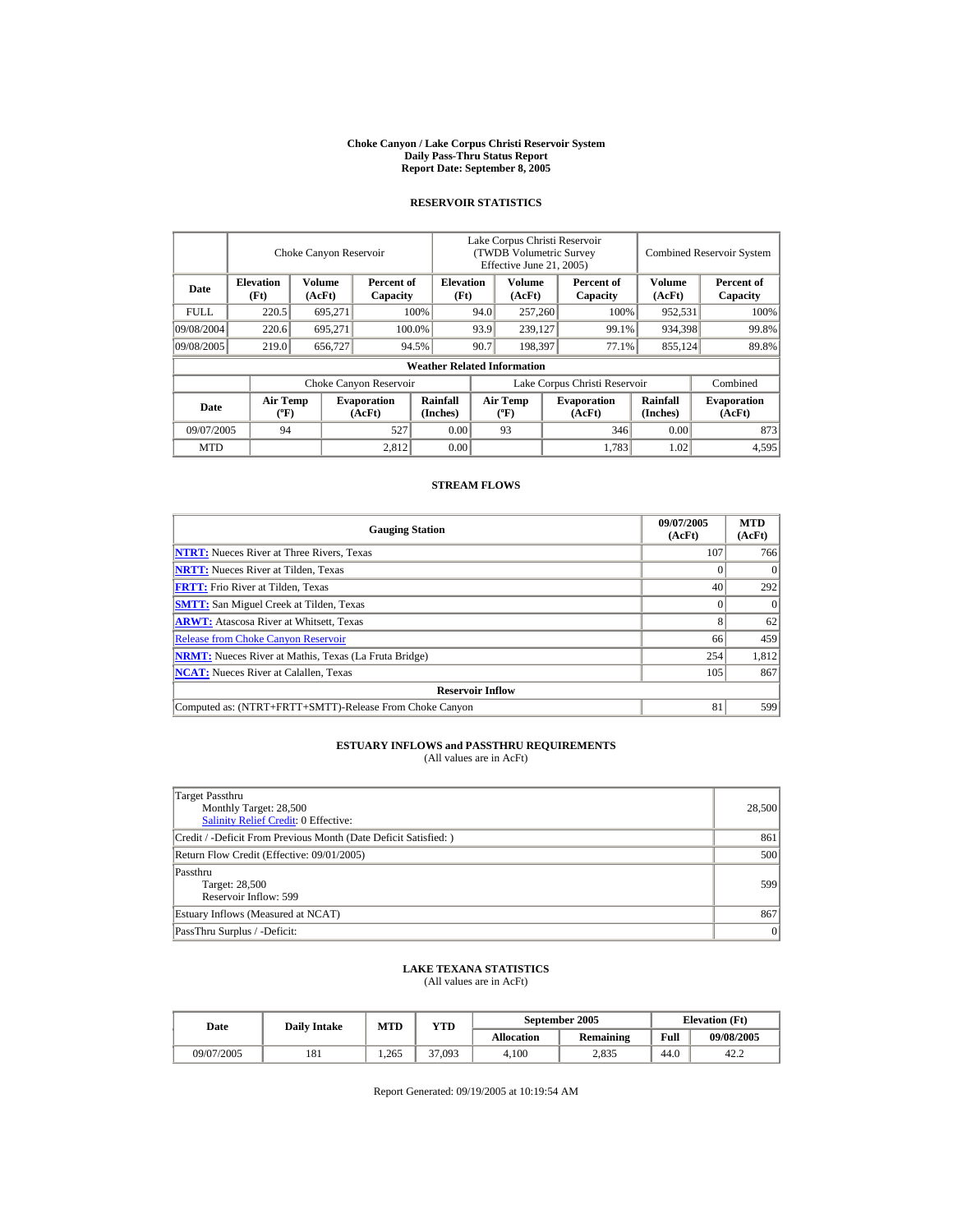**Choke Canyon / Lake Corpus Christi Reservoir System**
**Daily Pass-Thru Status Report**
**Report Date: September 8, 2005**

## RESERVOIR STATISTICS

| | Choke Canyon Reservoir | | | Lake Corpus Christi Reservoir (TWDB Volumetric Survey Effective June 21, 2005) | | | Combined Reservoir System | |
|---|---|---|---|---|---|---|---|---|
| **Date** | **Elevation (Ft)** | **Volume (AcFt)** | **Percent of Capacity** | **Elevation (Ft)** | **Volume (AcFt)** | **Percent of Capacity** | **Volume (AcFt)** | **Percent of Capacity** |
| FULL | 220.5 | 695,271 | 100% | 94.0 | 257,260 | 100% | 952,531 | 100% |
| 09/08/2004 | 220.6 | 695,271 | 100.0% | 93.9 | 239,127 | 99.1% | 934,398 | 99.8% |
| 09/08/2005 | 219.0 | 656,727 | 94.5% | 90.7 | 198,397 | 77.1% | 855,124 | 89.8% |

**Weather Related Information**

| | Choke Canyon Reservoir | | | Lake Corpus Christi Reservoir | | | Combined |
|---|---|---|---|---|---|---|---|
| **Date** | **Air Temp (ºF)** | **Evaporation (AcFt)** | **Rainfall (Inches)** | **Air Temp (ºF)** | **Evaporation (AcFt)** | **Rainfall (Inches)** | **Evaporation (AcFt)** |
| 09/07/2005 | 94 | 527 | 0.00 | 93 | 346 | 0.00 | 873 |
| MTD | | 2,812 | 0.00 | | 1,783 | 1.02 | 4,595 |

## STREAM FLOWS

| Gauging Station | 09/07/2005 (AcFt) | MTD (AcFt) |
|---|---|---|
| **NTRT:** Nueces River at Three Rivers, Texas | 107 | 766 |
| **NRTT:** Nueces River at Tilden, Texas | 0 | 0 |
| **FRTT:** Frio River at Tilden, Texas | 40 | 292 |
| **SMTT:** San Miguel Creek at Tilden, Texas | 0 | 0 |
| **ARWT:** Atascosa River at Whitsett, Texas | 8 | 62 |
| Release from Choke Canyon Reservoir | 66 | 459 |
| **NRMT:** Nueces River at Mathis, Texas (La Fruta Bridge) | 254 | 1,812 |
| **NCAT:** Nueces River at Calallen, Texas | 105 | 867 |
| **Reservoir Inflow** | | |
| Computed as: (NTRT+FRTT+SMTT)-Release From Choke Canyon | 81 | 599 |

## ESTUARY INFLOWS and PASSTHRU REQUIREMENTS

(All values are in AcFt)

| | |
|---|---|
| Target Passthru<br>Monthly Target: 28,500<br>Salinity Relief Credit: 0 Effective: | 28,500 |
| Credit / -Deficit From Previous Month (Date Deficit Satisfied: ) | 861 |
| Return Flow Credit (Effective: 09/01/2005) | 500 |
| Passthru<br>Target: 28,500<br>Reservoir Inflow: 599 | 599 |
| Estuary Inflows (Measured at NCAT) | 867 |
| PassThru Surplus / -Deficit: | 0 |

## LAKE TEXANA STATISTICS

(All values are in AcFt)

| Date | Daily Intake | MTD | YTD | September 2005 | | Elevation (Ft) | |
|---|---|---|---|---|---|---|---|
| | | | | **Allocation** | **Remaining** | **Full** | **09/08/2005** |
| 09/07/2005 | 181 | 1,265 | 37,093 | 4,100 | 2,835 | 44.0 | 42.2 |

Report Generated: 09/19/2005 at 10:19:54 AM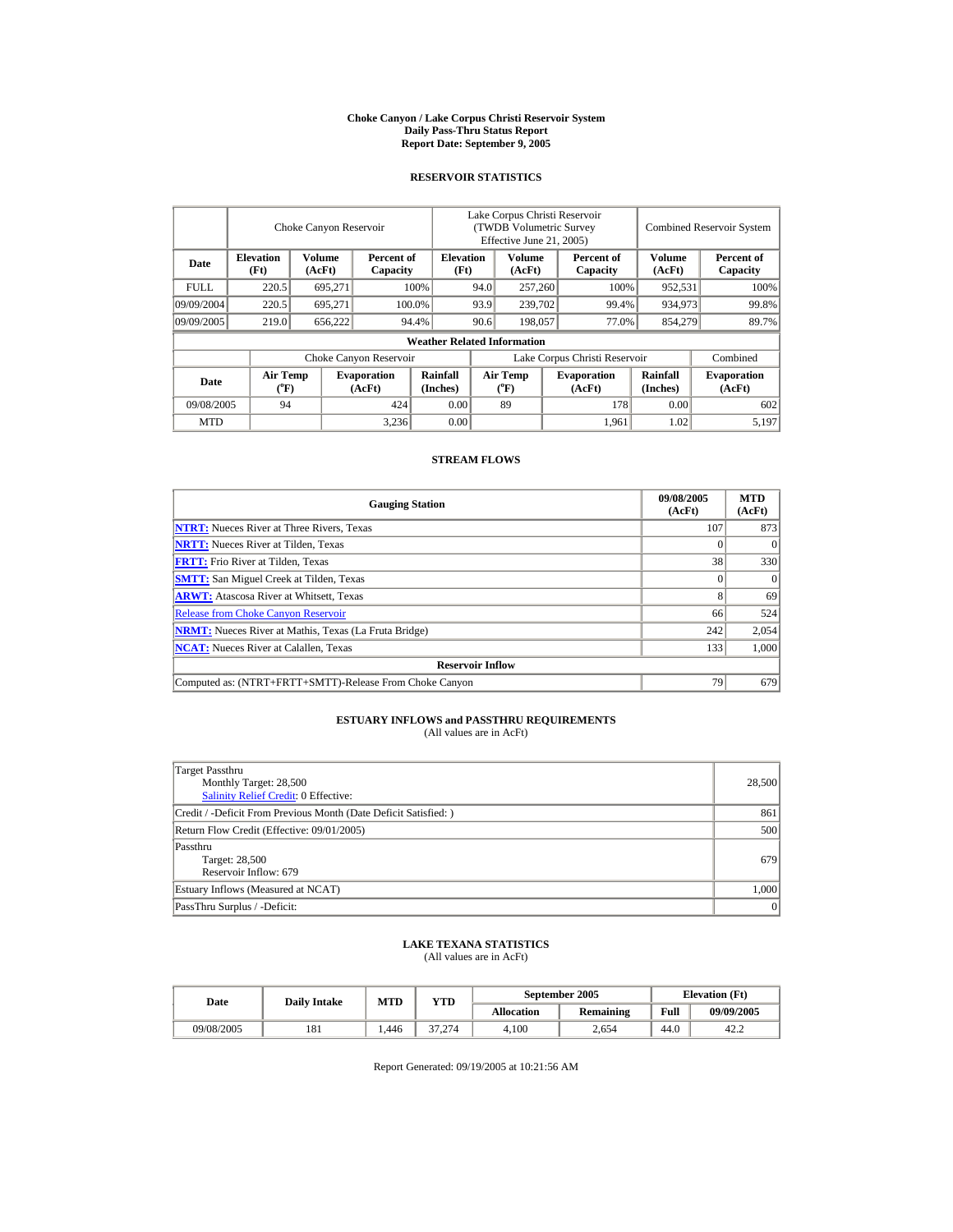# Choke Canyon / Lake Corpus Christi Reservoir System
## Daily Pass-Thru Status Report
### Report Date: September 9, 2005

## RESERVOIR STATISTICS

| | Choke Canyon Reservoir | | | Lake Corpus Christi Reservoir (TWDB Volumetric Survey Effective June 21, 2005) | | | Combined Reservoir System | |
|---|---|---|---|---|---|---|---|---|
| Date | Elevation (Ft) | Volume (AcFt) | Percent of Capacity | Elevation (Ft) | Volume (AcFt) | Percent of Capacity | Volume (AcFt) | Percent of Capacity |
| FULL | 220.5 | 695,271 | 100% | 94.0 | 257,260 | 100% | 952,531 | 100% |
| 09/09/2004 | 220.5 | 695,271 | 100.0% | 93.9 | 239,702 | 99.4% | 934,973 | 99.8% |
| 09/09/2005 | 219.0 | 656,222 | 94.4% | 90.6 | 198,057 | 77.0% | 854,279 | 89.7% |

**Weather Related Information**

| | Choke Canyon Reservoir | | | Lake Corpus Christi Reservoir | | | Combined |
|---|---|---|---|---|---|---|---|
| Date | Air Temp (°F) | Evaporation (AcFt) | Rainfall (Inches) | Air Temp (°F) | Evaporation (AcFt) | Rainfall (Inches) | Evaporation (AcFt) |
| 09/08/2005 | 94 | 424 | 0.00 | 89 | 178 | 0.00 | 602 |
| MTD | | 3,236 | 0.00 | | 1,961 | 1.02 | 5,197 |

## STREAM FLOWS

| Gauging Station | 09/08/2005 (AcFt) | MTD (AcFt) |
|---|---|---|
| NTRT: Nueces River at Three Rivers, Texas | 107 | 873 |
| NRTT: Nueces River at Tilden, Texas | 0 | 0 |
| FRTT: Frio River at Tilden, Texas | 38 | 330 |
| SMTT: San Miguel Creek at Tilden, Texas | 0 | 0 |
| ARWT: Atascosa River at Whitsett, Texas | 8 | 69 |
| Release from Choke Canyon Reservoir | 66 | 524 |
| NRMT: Nueces River at Mathis, Texas (La Fruta Bridge) | 242 | 2,054 |
| NCAT: Nueces River at Calallen, Texas | 133 | 1,000 |
| **Reservoir Inflow** | | |
| Computed as: (NTRT+FRTT+SMTT)-Release From Choke Canyon | 79 | 679 |

## ESTUARY INFLOWS and PASSTHRU REQUIREMENTS
(All values are in AcFt)

| | |
|---|---|
| Target Passthru<br>Monthly Target: 28,500<br>Salinity Relief Credit: 0 Effective: | 28,500 |
| Credit / -Deficit From Previous Month (Date Deficit Satisfied: ) | 861 |
| Return Flow Credit (Effective: 09/01/2005) | 500 |
| Passthru<br>Target: 28,500<br>Reservoir Inflow: 679 | 679 |
| Estuary Inflows (Measured at NCAT) | 1,000 |
| PassThru Surplus / -Deficit: | 0 |

## LAKE TEXANA STATISTICS
(All values are in AcFt)

| Date | Daily Intake | MTD | YTD | September 2005 | | Elevation (Ft) | |
|---|---|---|---|---|---|---|---|
| | | | | Allocation | Remaining | Full | 09/09/2005 |
| 09/08/2005 | 181 | 1,446 | 37,274 | 4,100 | 2,654 | 44.0 | 42.2 |

Report Generated: 09/19/2005 at 10:21:56 AM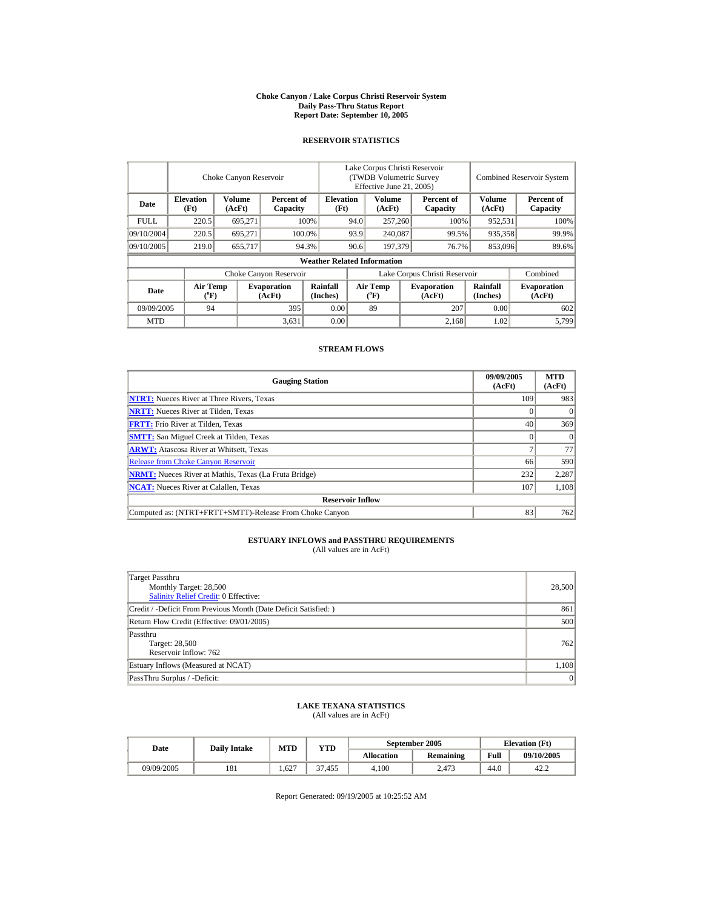# Choke Canyon / Lake Corpus Christi Reservoir System
## Daily Pass-Thru Status Report
## Report Date: September 10, 2005

### RESERVOIR STATISTICS

| Date | Choke Canyon Reservoir | | | Lake Corpus Christi Reservoir (TWDB Volumetric Survey Effective June 21, 2005) | | | Combined Reservoir System | |
|---|---|---|---|---|---|---|---|---|
| | Elevation (Ft) | Volume (AcFt) | Percent of Capacity | Elevation (Ft) | Volume (AcFt) | Percent of Capacity | Volume (AcFt) | Percent of Capacity |
| FULL | 220.5 | 695,271 | 100% | 94.0 | 257,260 | 100% | 952,531 | 100% |
| 09/10/2004 | 220.5 | 695,271 | 100.0% | 93.9 | 240,087 | 99.5% | 935,358 | 99.9% |
| 09/10/2005 | 219.0 | 655,717 | 94.3% | 90.6 | 197,379 | 76.7% | 853,096 | 89.6% |

**Weather Related Information**

| Date | Choke Canyon Reservoir | | | Lake Corpus Christi Reservoir | | | Combined |
|---|---|---|---|---|---|---|---|
| | Air Temp (°F) | Evaporation (AcFt) | Rainfall (Inches) | Air Temp (°F) | Evaporation (AcFt) | Rainfall (Inches) | Evaporation (AcFt) |
| 09/09/2005 | 94 | 395 | 0.00 | 89 | 207 | 0.00 | 602 |
| MTD | | 3,631 | 0.00 | | 2,168 | 1.02 | 5,799 |

### STREAM FLOWS

| Gauging Station | 09/09/2005 (AcFt) | MTD (AcFt) |
|---|---|---|
| **NTRT:** Nueces River at Three Rivers, Texas | 109 | 983 |
| **NRTT:** Nueces River at Tilden, Texas | 0 | 0 |
| **FRTT:** Frio River at Tilden, Texas | 40 | 369 |
| **SMTT:** San Miguel Creek at Tilden, Texas | 0 | 0 |
| **ARWT:** Atascosa River at Whitsett, Texas | 7 | 77 |
| Release from Choke Canyon Reservoir | 66 | 590 |
| **NRMT:** Nueces River at Mathis, Texas (La Fruta Bridge) | 232 | 2,287 |
| **NCAT:** Nueces River at Calallen, Texas | 107 | 1,108 |
| **Reservoir Inflow** | | |
| Computed as: (NTRT+FRTT+SMTT)-Release From Choke Canyon | 83 | 762 |

### ESTUARY INFLOWS and PASSTHRU REQUIREMENTS
(All values are in AcFt)

| | |
|---|---|
| Target Passthru<br>Monthly Target: 28,500<br>Salinity Relief Credit: 0 Effective: | 28,500 |
| Credit / -Deficit From Previous Month (Date Deficit Satisfied: ) | 861 |
| Return Flow Credit (Effective: 09/01/2005) | 500 |
| Passthru<br>Target: 28,500<br>Reservoir Inflow: 762 | 762 |
| Estuary Inflows (Measured at NCAT) | 1,108 |
| PassThru Surplus / -Deficit: | 0 |

### LAKE TEXANA STATISTICS
(All values are in AcFt)

| Date | Daily Intake | MTD | YTD | September 2005 | | Elevation (Ft) | |
|---|---|---|---|---|---|---|---|
| | | | | Allocation | Remaining | Full | 09/10/2005 |
| 09/09/2005 | 181 | 1,627 | 37,455 | 4,100 | 2,473 | 44.0 | 42.2 |

Report Generated: 09/19/2005 at 10:25:52 AM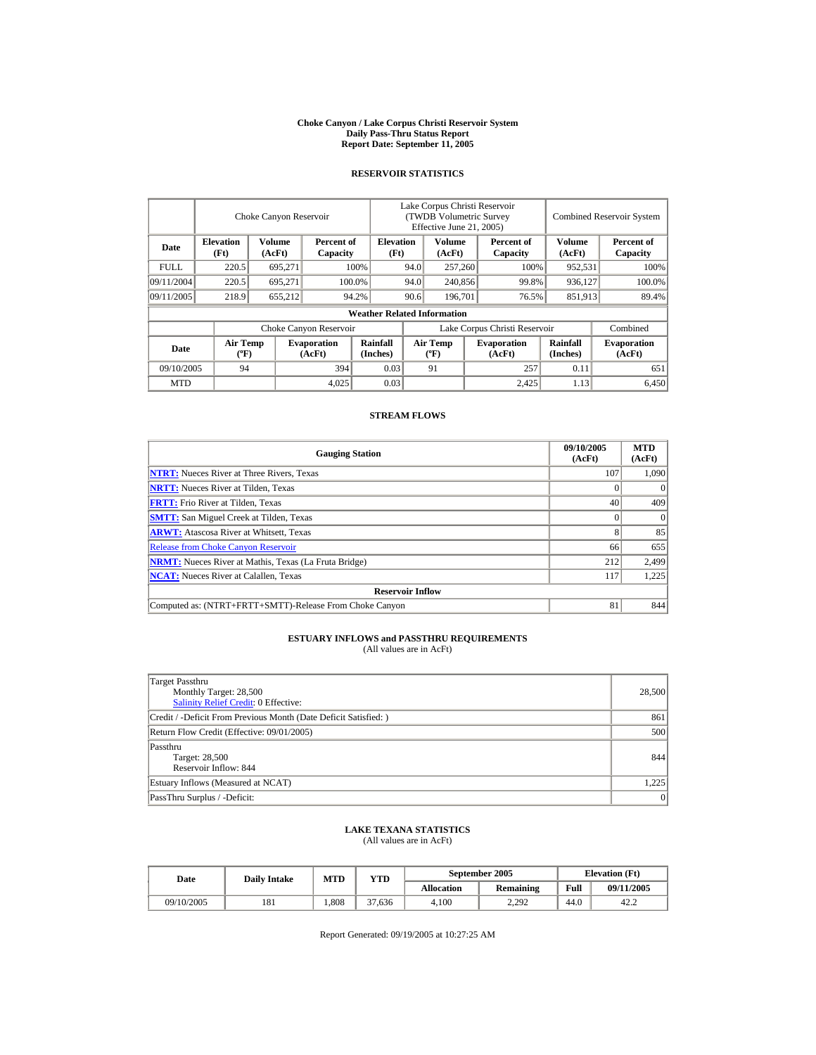# Choke Canyon / Lake Corpus Christi Reservoir System
## Daily Pass-Thru Status Report
### Report Date: September 11, 2005

## RESERVOIR STATISTICS

| Date | Choke Canyon Reservoir | | | Lake Corpus Christi Reservoir (TWDB Volumetric Survey Effective June 21, 2005) | | | Combined Reservoir System | |
|---|---|---|---|---|---|---|---|---|
| | Elevation (Ft) | Volume (AcFt) | Percent of Capacity | Elevation (Ft) | Volume (AcFt) | Percent of Capacity | Volume (AcFt) | Percent of Capacity |
| FULL | 220.5 | 695,271 | 100% | 94.0 | 257,260 | 100% | 952,531 | 100% |
| 09/11/2004 | 220.5 | 695,271 | 100.0% | 94.0 | 240,856 | 99.8% | 936,127 | 100.0% |
| 09/11/2005 | 218.9 | 655,212 | 94.2% | 90.6 | 196,701 | 76.5% | 851,913 | 89.4% |

**Weather Related Information**

| Date | Choke Canyon Reservoir | | | Lake Corpus Christi Reservoir | | | Combined |
|---|---|---|---|---|---|---|---|
| | Air Temp (ºF) | Evaporation (AcFt) | Rainfall (Inches) | Air Temp (ºF) | Evaporation (AcFt) | Rainfall (Inches) | Evaporation (AcFt) |
| 09/10/2005 | 94 | 394 | 0.03 | 91 | 257 | 0.11 | 651 |
| MTD | | 4,025 | 0.03 | | 2,425 | 1.13 | 6,450 |

## STREAM FLOWS

| Gauging Station | 09/10/2005 (AcFt) | MTD (AcFt) |
|---|---|---|
| NTRT: Nueces River at Three Rivers, Texas | 107 | 1,090 |
| NRTT: Nueces River at Tilden, Texas | 0 | 0 |
| FRTT: Frio River at Tilden, Texas | 40 | 409 |
| SMTT: San Miguel Creek at Tilden, Texas | 0 | 0 |
| ARWT: Atascosa River at Whitsett, Texas | 8 | 85 |
| Release from Choke Canyon Reservoir | 66 | 655 |
| NRMT: Nueces River at Mathis, Texas (La Fruta Bridge) | 212 | 2,499 |
| NCAT: Nueces River at Calallen, Texas | 117 | 1,225 |
| **Reservoir Inflow** | | |
| Computed as: (NTRT+FRTT+SMTT)-Release From Choke Canyon | 81 | 844 |

## ESTUARY INFLOWS and PASSTHRU REQUIREMENTS
(All values are in AcFt)

| | |
|---|---|
| Target Passthru<br>Monthly Target: 28,500<br>Salinity Relief Credit: 0 Effective: | 28,500 |
| Credit / -Deficit From Previous Month (Date Deficit Satisfied: ) | 861 |
| Return Flow Credit (Effective: 09/01/2005) | 500 |
| Passthru<br>Target: 28,500<br>Reservoir Inflow: 844 | 844 |
| Estuary Inflows (Measured at NCAT) | 1,225 |
| PassThru Surplus / -Deficit: | 0 |

## LAKE TEXANA STATISTICS
(All values are in AcFt)

| Date | Daily Intake | MTD | YTD | September 2005 | | Elevation (Ft) | |
|---|---|---|---|---|---|---|---|
| | | | | Allocation | Remaining | Full | 09/11/2005 |
| 09/10/2005 | 181 | 1,808 | 37,636 | 4,100 | 2,292 | 44.0 | 42.2 |

Report Generated: 09/19/2005 at 10:27:25 AM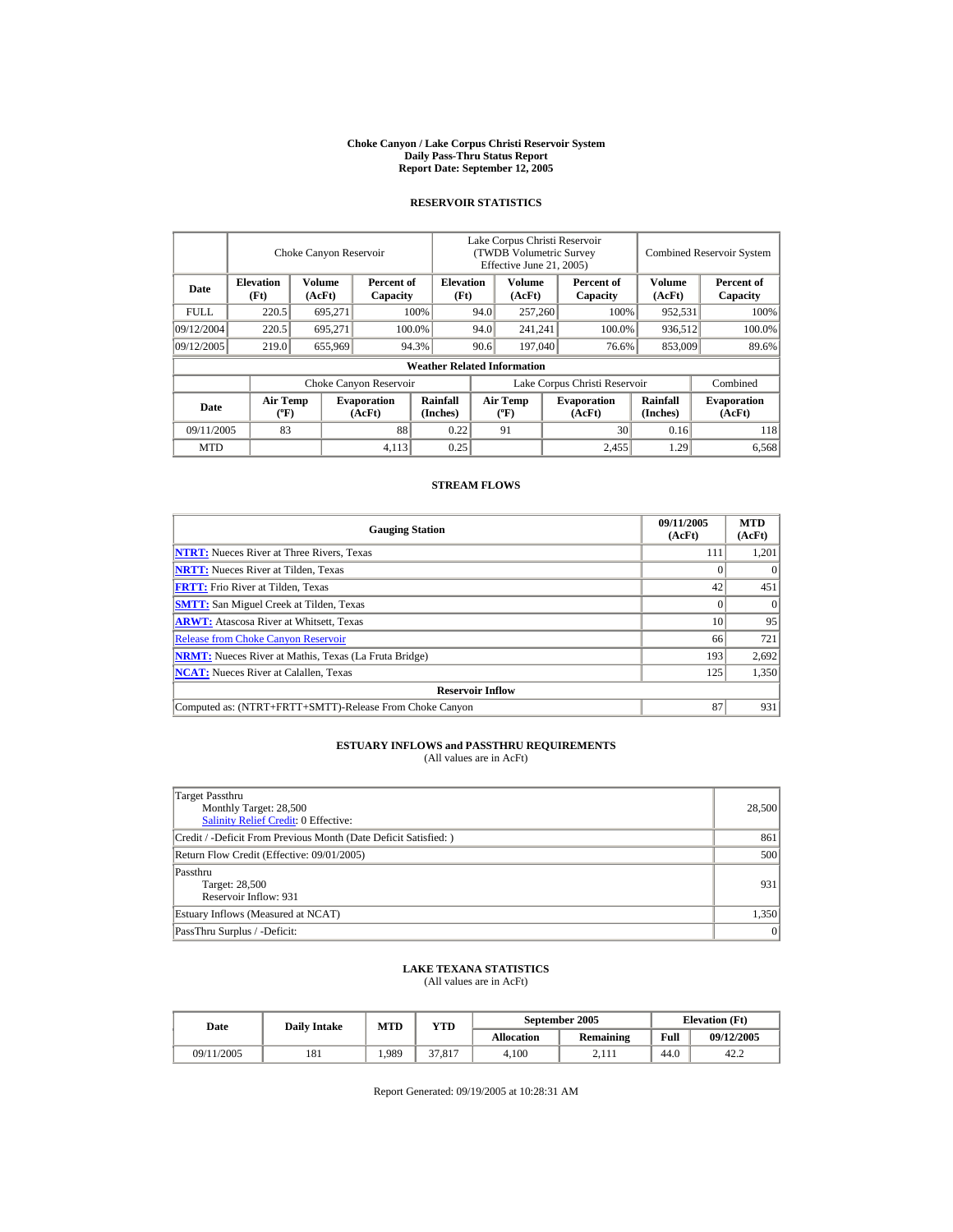**Choke Canyon / Lake Corpus Christi Reservoir System**
**Daily Pass-Thru Status Report**
**Report Date: September 12, 2005**

## RESERVOIR STATISTICS

| Date | Choke Canyon Reservoir | | | Lake Corpus Christi Reservoir (TWDB Volumetric Survey Effective June 21, 2005) | | | Combined Reservoir System | |
|---|---|---|---|---|---|---|---|---|
| | Elevation (Ft) | Volume (AcFt) | Percent of Capacity | Elevation (Ft) | Volume (AcFt) | Percent of Capacity | Volume (AcFt) | Percent of Capacity |
| FULL | 220.5 | 695,271 | 100% | 94.0 | 257,260 | 100% | 952,531 | 100% |
| 09/12/2004 | 220.5 | 695,271 | 100.0% | 94.0 | 241,241 | 100.0% | 936,512 | 100.0% |
| 09/12/2005 | 219.0 | 655,969 | 94.3% | 90.6 | 197,040 | 76.6% | 853,009 | 89.6% |

**Weather Related Information**

| Date | Choke Canyon Reservoir | | | Lake Corpus Christi Reservoir | | | Combined |
|---|---|---|---|---|---|---|---|
| | Air Temp (ºF) | Evaporation (AcFt) | Rainfall (Inches) | Air Temp (ºF) | Evaporation (AcFt) | Rainfall (Inches) | Evaporation (AcFt) |
| 09/11/2005 | 83 | 88 | 0.22 | 91 | 30 | 0.16 | 118 |
| MTD | | 4,113 | 0.25 | | 2,455 | 1.29 | 6,568 |

## STREAM FLOWS

| Gauging Station | 09/11/2005 (AcFt) | MTD (AcFt) |
|---|---|---|
| **NTRT:** Nueces River at Three Rivers, Texas | 111 | 1,201 |
| **NRTT:** Nueces River at Tilden, Texas | 0 | 0 |
| **FRTT:** Frio River at Tilden, Texas | 42 | 451 |
| **SMTT:** San Miguel Creek at Tilden, Texas | 0 | 0 |
| **ARWT:** Atascosa River at Whitsett, Texas | 10 | 95 |
| Release from Choke Canyon Reservoir | 66 | 721 |
| **NRMT:** Nueces River at Mathis, Texas (La Fruta Bridge) | 193 | 2,692 |
| **NCAT:** Nueces River at Calallen, Texas | 125 | 1,350 |
| **Reservoir Inflow** | | |
| Computed as: (NTRT+FRTT+SMTT)-Release From Choke Canyon | 87 | 931 |

## ESTUARY INFLOWS and PASSTHRU REQUIREMENTS
(All values are in AcFt)

| | |
|---|---|
| Target Passthru<br>Monthly Target: 28,500<br>Salinity Relief Credit: 0 Effective: | 28,500 |
| Credit / -Deficit From Previous Month (Date Deficit Satisfied: ) | 861 |
| Return Flow Credit (Effective: 09/01/2005) | 500 |
| Passthru<br>Target: 28,500<br>Reservoir Inflow: 931 | 931 |
| Estuary Inflows (Measured at NCAT) | 1,350 |
| PassThru Surplus / -Deficit: | 0 |

## LAKE TEXANA STATISTICS
(All values are in AcFt)

| Date | Daily Intake | MTD | YTD | September 2005 | | Elevation (Ft) | |
|---|---|---|---|---|---|---|---|
| | | | | Allocation | Remaining | Full | 09/12/2005 |
| 09/11/2005 | 181 | 1,989 | 37,817 | 4,100 | 2,111 | 44.0 | 42.2 |

Report Generated: 09/19/2005 at 10:28:31 AM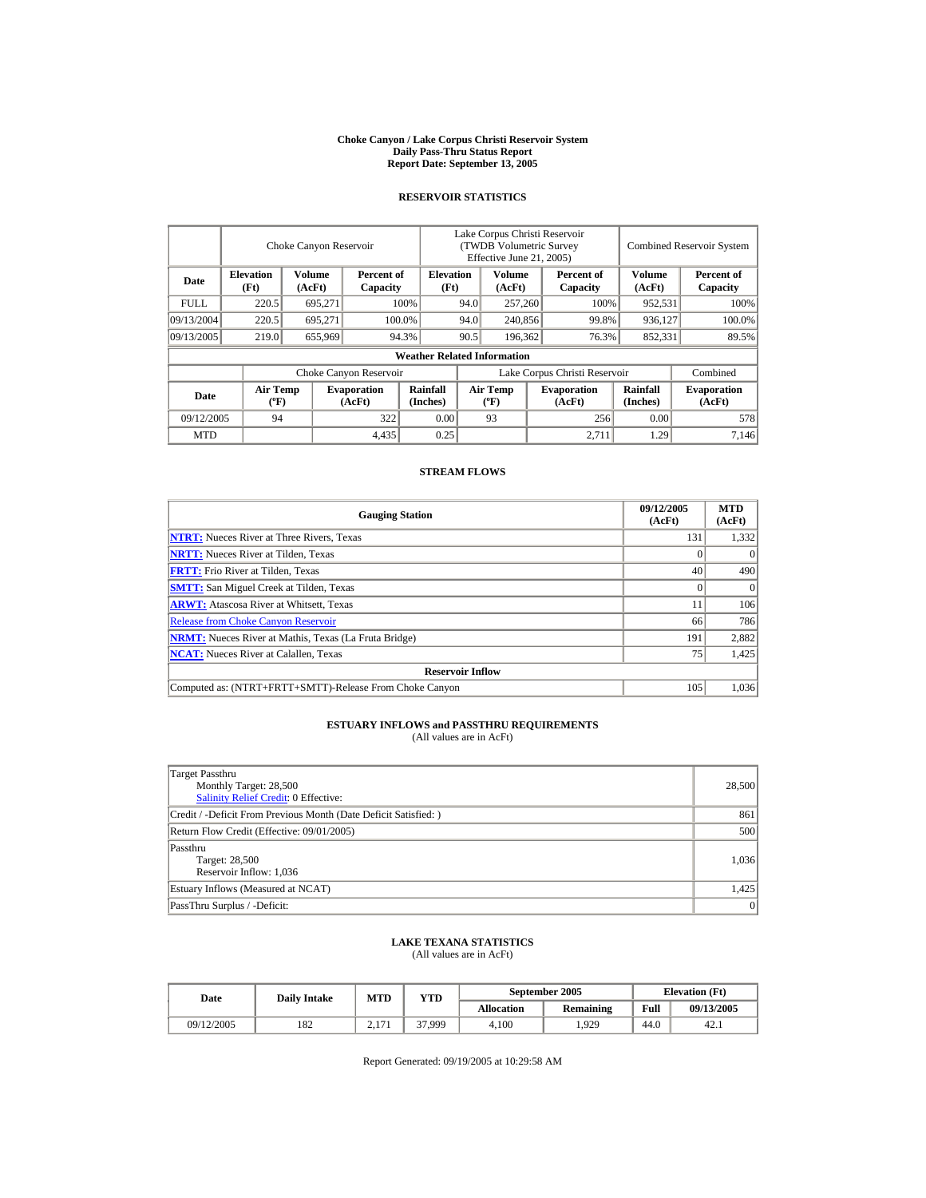# Choke Canyon / Lake Corpus Christi Reservoir System
## Daily Pass-Thru Status Report
## Report Date: September 13, 2005

### RESERVOIR STATISTICS

| | Choke Canyon Reservoir | | | Lake Corpus Christi Reservoir (TWDB Volumetric Survey Effective June 21, 2005) | | | Combined Reservoir System | |
|---|---|---|---|---|---|---|---|---|
| Date | Elevation (Ft) | Volume (AcFt) | Percent of Capacity | Elevation (Ft) | Volume (AcFt) | Percent of Capacity | Volume (AcFt) | Percent of Capacity |
| FULL | 220.5 | 695,271 | 100% | 94.0 | 257,260 | 100% | 952,531 | 100% |
| 09/13/2004 | 220.5 | 695,271 | 100.0% | 94.0 | 240,856 | 99.8% | 936,127 | 100.0% |
| 09/13/2005 | 219.0 | 655,969 | 94.3% | 90.5 | 196,362 | 76.3% | 852,331 | 89.5% |

**Weather Related Information**

| | Choke Canyon Reservoir | | | Lake Corpus Christi Reservoir | | | Combined |
|---|---|---|---|---|---|---|---|
| Date | Air Temp (ºF) | Evaporation (AcFt) | Rainfall (Inches) | Air Temp (ºF) | Evaporation (AcFt) | Rainfall (Inches) | Evaporation (AcFt) |
| 09/12/2005 | 94 | 322 | 0.00 | 93 | 256 | 0.00 | 578 |
| MTD | | 4,435 | 0.25 | | 2,711 | 1.29 | 7,146 |

### STREAM FLOWS

| Gauging Station | 09/12/2005 (AcFt) | MTD (AcFt) |
|---|---|---|
| NTRT: Nueces River at Three Rivers, Texas | 131 | 1,332 |
| NRTT: Nueces River at Tilden, Texas | 0 | 0 |
| FRTT: Frio River at Tilden, Texas | 40 | 490 |
| SMTT: San Miguel Creek at Tilden, Texas | 0 | 0 |
| ARWT: Atascosa River at Whitsett, Texas | 11 | 106 |
| Release from Choke Canyon Reservoir | 66 | 786 |
| NRMT: Nueces River at Mathis, Texas (La Fruta Bridge) | 191 | 2,882 |
| NCAT: Nueces River at Calallen, Texas | 75 | 1,425 |
| **Reservoir Inflow** | | |
| Computed as: (NTRT+FRTT+SMTT)-Release From Choke Canyon | 105 | 1,036 |

### ESTUARY INFLOWS and PASSTHRU REQUIREMENTS
(All values are in AcFt)

| | |
|---|---|
| Target Passthru<br>Monthly Target: 28,500<br>Salinity Relief Credit: 0 Effective: | 28,500 |
| Credit / -Deficit From Previous Month (Date Deficit Satisfied: ) | 861 |
| Return Flow Credit (Effective: 09/01/2005) | 500 |
| Passthru<br>Target: 28,500<br>Reservoir Inflow: 1,036 | 1,036 |
| Estuary Inflows (Measured at NCAT) | 1,425 |
| PassThru Surplus / -Deficit: | 0 |

### LAKE TEXANA STATISTICS
(All values are in AcFt)

| Date | Daily Intake | MTD | YTD | September 2005 | | Elevation (Ft) | |
|---|---|---|---|---|---|---|---|
| | | | | Allocation | Remaining | Full | 09/13/2005 |
| 09/12/2005 | 182 | 2,171 | 37,999 | 4,100 | 1,929 | 44.0 | 42.1 |

Report Generated: 09/19/2005 at 10:29:58 AM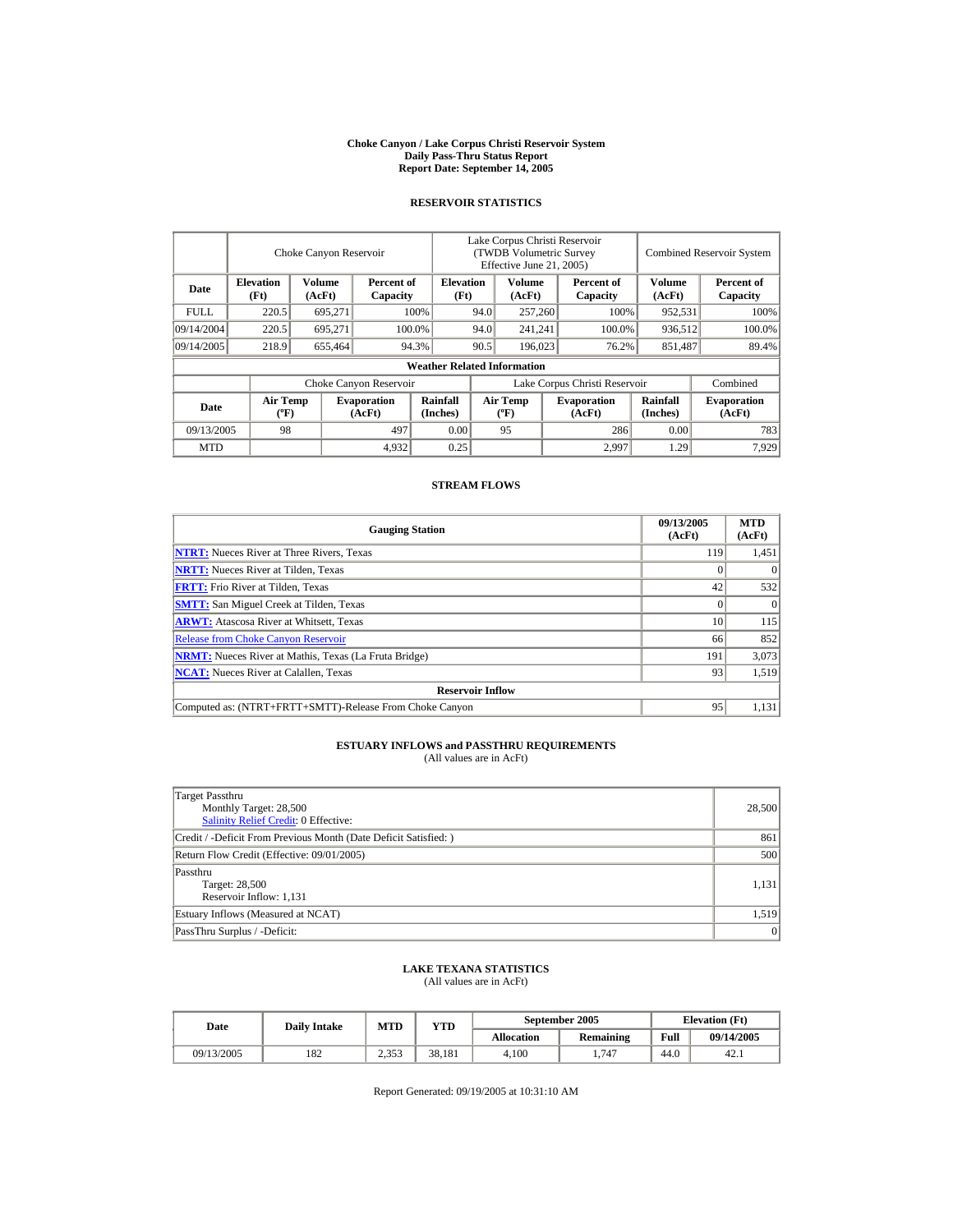# Choke Canyon / Lake Corpus Christi Reservoir System
## Daily Pass-Thru Status Report
## Report Date: September 14, 2005

### RESERVOIR STATISTICS

| Date | Choke Canyon Reservoir | | | Lake Corpus Christi Reservoir (TWDB Volumetric Survey Effective June 21, 2005) | | | Combined Reservoir System | |
|---|---|---|---|---|---|---|---|---|
| | Elevation (Ft) | Volume (AcFt) | Percent of Capacity | Elevation (Ft) | Volume (AcFt) | Percent of Capacity | Volume (AcFt) | Percent of Capacity |
| FULL | 220.5 | 695,271 | 100% | 94.0 | 257,260 | 100% | 952,531 | 100% |
| 09/14/2004 | 220.5 | 695,271 | 100.0% | 94.0 | 241,241 | 100.0% | 936,512 | 100.0% |
| 09/14/2005 | 218.9 | 655,464 | 94.3% | 90.5 | 196,023 | 76.2% | 851,487 | 89.4% |

**Weather Related Information**

| Date | Choke Canyon Reservoir | | | Lake Corpus Christi Reservoir | | | Combined |
|---|---|---|---|---|---|---|---|
| | Air Temp (ºF) | Evaporation (AcFt) | Rainfall (Inches) | Air Temp (ºF) | Evaporation (AcFt) | Rainfall (Inches) | Evaporation (AcFt) |
| 09/13/2005 | 98 | 497 | 0.00 | 95 | 286 | 0.00 | 783 |
| MTD | | 4,932 | 0.25 | | 2,997 | 1.29 | 7,929 |

### STREAM FLOWS

| Gauging Station | 09/13/2005 (AcFt) | MTD (AcFt) |
|---|---|---|
| NTRT: Nueces River at Three Rivers, Texas | 119 | 1,451 |
| NRTT: Nueces River at Tilden, Texas | 0 | 0 |
| FRTT: Frio River at Tilden, Texas | 42 | 532 |
| SMTT: San Miguel Creek at Tilden, Texas | 0 | 0 |
| ARWT: Atascosa River at Whitsett, Texas | 10 | 115 |
| Release from Choke Canyon Reservoir | 66 | 852 |
| NRMT: Nueces River at Mathis, Texas (La Fruta Bridge) | 191 | 3,073 |
| NCAT: Nueces River at Calallen, Texas | 93 | 1,519 |
| **Reservoir Inflow** | | |
| Computed as: (NTRT+FRTT+SMTT)-Release From Choke Canyon | 95 | 1,131 |

### ESTUARY INFLOWS and PASSTHRU REQUIREMENTS
(All values are in AcFt)

| | |
|---|---|
| Target Passthru<br>Monthly Target: 28,500<br>Salinity Relief Credit: 0 Effective: | 28,500 |
| Credit / -Deficit From Previous Month (Date Deficit Satisfied: ) | 861 |
| Return Flow Credit (Effective: 09/01/2005) | 500 |
| Passthru<br>Target: 28,500<br>Reservoir Inflow: 1,131 | 1,131 |
| Estuary Inflows (Measured at NCAT) | 1,519 |
| PassThru Surplus / -Deficit: | 0 |

### LAKE TEXANA STATISTICS
(All values are in AcFt)

| Date | Daily Intake | MTD | YTD | September 2005 | | Elevation (Ft) | |
|---|---|---|---|---|---|---|---|
| | | | | Allocation | Remaining | Full | 09/14/2005 |
| 09/13/2005 | 182 | 2,353 | 38,181 | 4,100 | 1,747 | 44.0 | 42.1 |

Report Generated: 09/19/2005 at 10:31:10 AM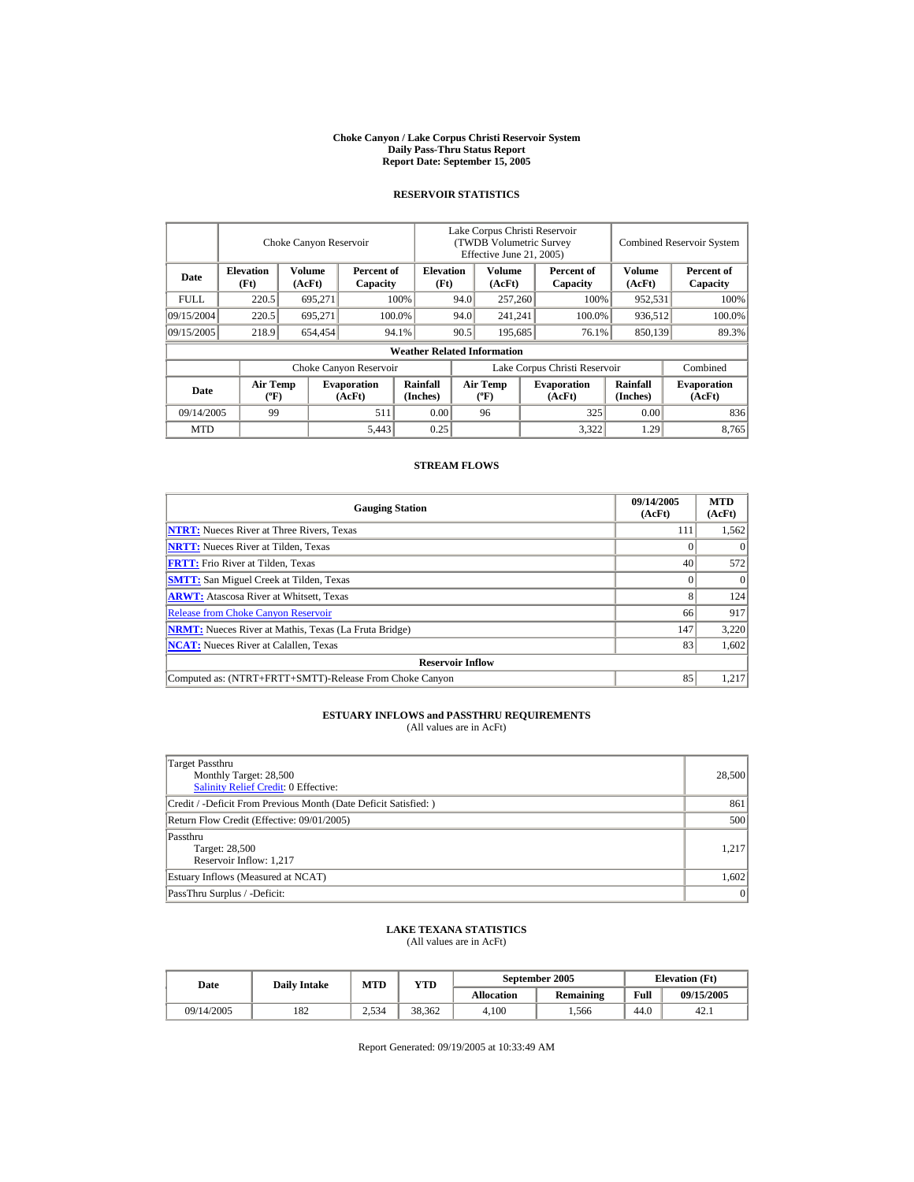# Choke Canyon / Lake Corpus Christi Reservoir System
## Daily Pass-Thru Status Report
## Report Date: September 15, 2005

### RESERVOIR STATISTICS

| | Choke Canyon Reservoir | | | Lake Corpus Christi Reservoir (TWDB Volumetric Survey Effective June 21, 2005) | | | Combined Reservoir System | |
|---|---|---|---|---|---|---|---|---|
| Date | Elevation (Ft) | Volume (AcFt) | Percent of Capacity | Elevation (Ft) | Volume (AcFt) | Percent of Capacity | Volume (AcFt) | Percent of Capacity |
| FULL | 220.5 | 695,271 | 100% | 94.0 | 257,260 | 100% | 952,531 | 100% |
| 09/15/2004 | 220.5 | 695,271 | 100.0% | 94.0 | 241,241 | 100.0% | 936,512 | 100.0% |
| 09/15/2005 | 218.9 | 654,454 | 94.1% | 90.5 | 195,685 | 76.1% | 850,139 | 89.3% |

**Weather Related Information**

| | Choke Canyon Reservoir | | | Lake Corpus Christi Reservoir | | | Combined |
|---|---|---|---|---|---|---|---|
| Date | Air Temp (ºF) | Evaporation (AcFt) | Rainfall (Inches) | Air Temp (ºF) | Evaporation (AcFt) | Rainfall (Inches) | Evaporation (AcFt) |
| 09/14/2005 | 99 | 511 | 0.00 | 96 | 325 | 0.00 | 836 |
| MTD | | 5,443 | 0.25 | | 3,322 | 1.29 | 8,765 |

### STREAM FLOWS

| Gauging Station | 09/14/2005 (AcFt) | MTD (AcFt) |
|---|---|---|
| **NTRT:** Nueces River at Three Rivers, Texas | 111 | 1,562 |
| **NRTT:** Nueces River at Tilden, Texas | 0 | 0 |
| **FRTT:** Frio River at Tilden, Texas | 40 | 572 |
| **SMTT:** San Miguel Creek at Tilden, Texas | 0 | 0 |
| **ARWT:** Atascosa River at Whitsett, Texas | 8 | 124 |
| Release from Choke Canyon Reservoir | 66 | 917 |
| **NRMT:** Nueces River at Mathis, Texas (La Fruta Bridge) | 147 | 3,220 |
| **NCAT:** Nueces River at Calallen, Texas | 83 | 1,602 |
| **Reservoir Inflow** | | |
| Computed as: (NTRT+FRTT+SMTT)-Release From Choke Canyon | 85 | 1,217 |

### ESTUARY INFLOWS and PASSTHRU REQUIREMENTS
(All values are in AcFt)

| | |
|---|---|
| Target Passthru<br>Monthly Target: 28,500<br>Salinity Relief Credit: 0 Effective: | 28,500 |
| Credit / -Deficit From Previous Month (Date Deficit Satisfied: ) | 861 |
| Return Flow Credit (Effective: 09/01/2005) | 500 |
| Passthru<br>Target: 28,500<br>Reservoir Inflow: 1,217 | 1,217 |
| Estuary Inflows (Measured at NCAT) | 1,602 |
| PassThru Surplus / -Deficit: | 0 |

### LAKE TEXANA STATISTICS
(All values are in AcFt)

| Date | Daily Intake | MTD | YTD | September 2005 | | Elevation (Ft) | |
|---|---|---|---|---|---|---|---|
| | | | | Allocation | Remaining | Full | 09/15/2005 |
| 09/14/2005 | 182 | 2,534 | 38,362 | 4,100 | 1,566 | 44.0 | 42.1 |

Report Generated: 09/19/2005 at 10:33:49 AM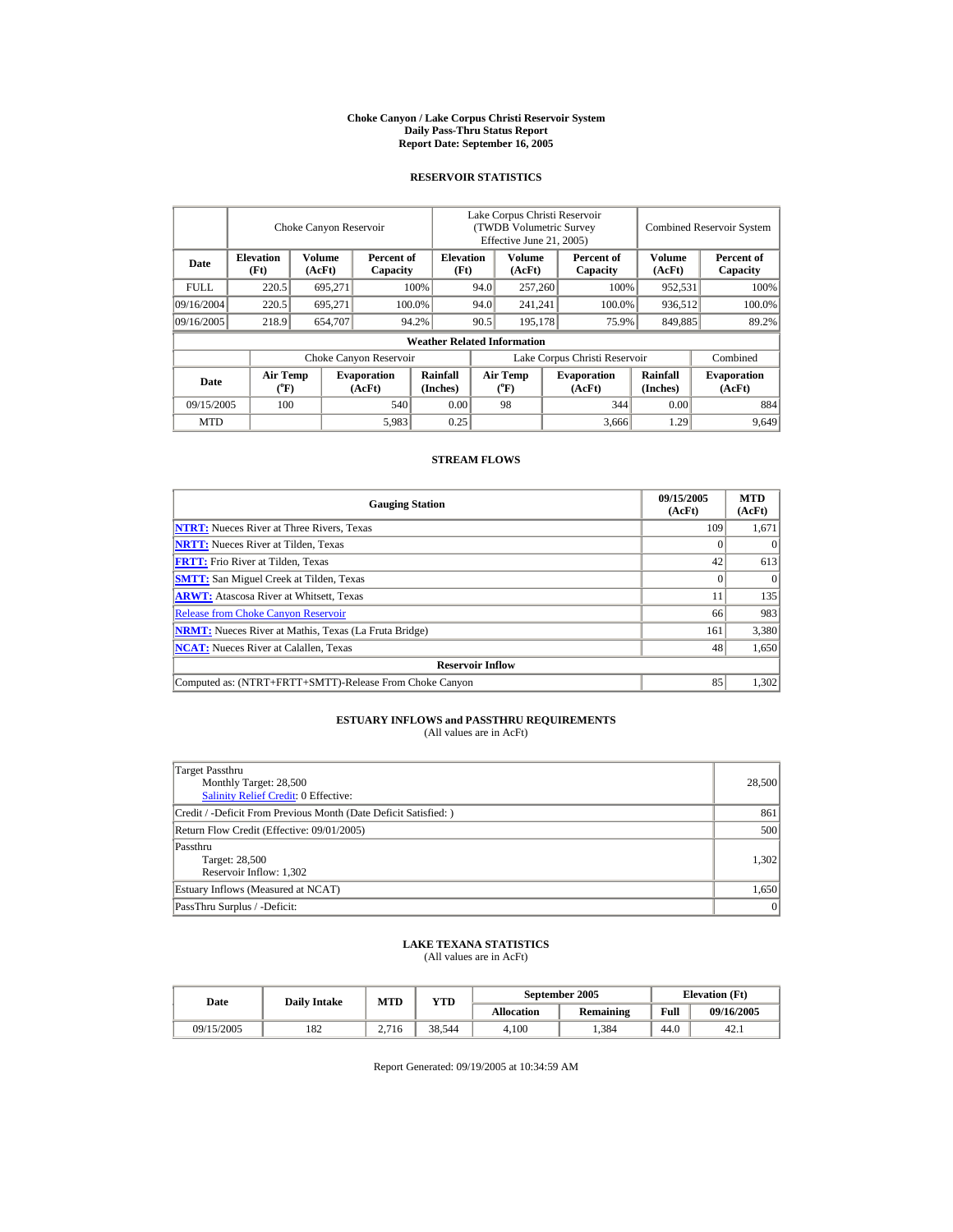# Choke Canyon / Lake Corpus Christi Reservoir System
## Daily Pass-Thru Status Report
### Report Date: September 16, 2005

## RESERVOIR STATISTICS

| Date | Choke Canyon Reservoir | | | Lake Corpus Christi Reservoir (TWDB Volumetric Survey Effective June 21, 2005) | | | Combined Reservoir System | |
|---|---|---|---|---|---|---|---|---|
| | Elevation (Ft) | Volume (AcFt) | Percent of Capacity | Elevation (Ft) | Volume (AcFt) | Percent of Capacity | Volume (AcFt) | Percent of Capacity |
| FULL | 220.5 | 695,271 | 100% | 94.0 | 257,260 | 100% | 952,531 | 100% |
| 09/16/2004 | 220.5 | 695,271 | 100.0% | 94.0 | 241,241 | 100.0% | 936,512 | 100.0% |
| 09/16/2005 | 218.9 | 654,707 | 94.2% | 90.5 | 195,178 | 75.9% | 849,885 | 89.2% |

**Weather Related Information**

| Date | Choke Canyon Reservoir | | | Lake Corpus Christi Reservoir | | | Combined |
|---|---|---|---|---|---|---|---|
| | Air Temp (°F) | Evaporation (AcFt) | Rainfall (Inches) | Air Temp (°F) | Evaporation (AcFt) | Rainfall (Inches) | Evaporation (AcFt) |
| 09/15/2005 | 100 | 540 | 0.00 | 98 | 344 | 0.00 | 884 |
| MTD | | 5,983 | 0.25 | | 3,666 | 1.29 | 9,649 |

## STREAM FLOWS

| Gauging Station | 09/15/2005 (AcFt) | MTD (AcFt) |
|---|---|---|
| NTRT: Nueces River at Three Rivers, Texas | 109 | 1,671 |
| NRTT: Nueces River at Tilden, Texas | 0 | 0 |
| FRTT: Frio River at Tilden, Texas | 42 | 613 |
| SMTT: San Miguel Creek at Tilden, Texas | 0 | 0 |
| ARWT: Atascosa River at Whitsett, Texas | 11 | 135 |
| Release from Choke Canyon Reservoir | 66 | 983 |
| NRMT: Nueces River at Mathis, Texas (La Fruta Bridge) | 161 | 3,380 |
| NCAT: Nueces River at Calallen, Texas | 48 | 1,650 |
| **Reservoir Inflow** | | |
| Computed as: (NTRT+FRTT+SMTT)-Release From Choke Canyon | 85 | 1,302 |

## ESTUARY INFLOWS and PASSTHRU REQUIREMENTS
(All values are in AcFt)

| | |
|---|---|
| Target Passthru<br>Monthly Target: 28,500<br>Salinity Relief Credit: 0 Effective: | 28,500 |
| Credit / -Deficit From Previous Month (Date Deficit Satisfied: ) | 861 |
| Return Flow Credit (Effective: 09/01/2005) | 500 |
| Passthru<br>Target: 28,500<br>Reservoir Inflow: 1,302 | 1,302 |
| Estuary Inflows (Measured at NCAT) | 1,650 |
| PassThru Surplus / -Deficit: | 0 |

## LAKE TEXANA STATISTICS
(All values are in AcFt)

| Date | Daily Intake | MTD | YTD | September 2005 | | Elevation (Ft) | |
|---|---|---|---|---|---|---|---|
| | | | | Allocation | Remaining | Full | 09/16/2005 |
| 09/15/2005 | 182 | 2,716 | 38,544 | 4,100 | 1,384 | 44.0 | 42.1 |

Report Generated: 09/19/2005 at 10:34:59 AM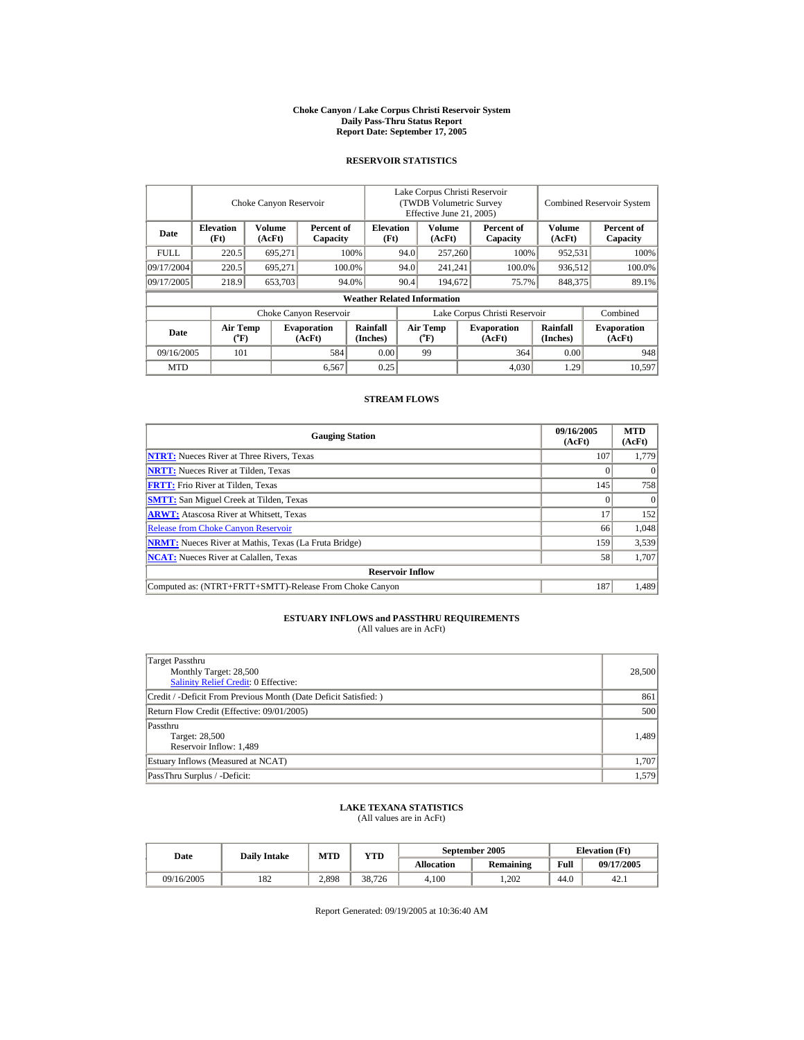# Choke Canyon / Lake Corpus Christi Reservoir System
## Daily Pass-Thru Status Report
### Report Date: September 17, 2005

## RESERVOIR STATISTICS

| Date | Choke Canyon Reservoir | | | Lake Corpus Christi Reservoir (TWDB Volumetric Survey Effective June 21, 2005) | | | Combined Reservoir System | |
|---|---|---|---|---|---|---|---|---|
| | Elevation (Ft) | Volume (AcFt) | Percent of Capacity | Elevation (Ft) | Volume (AcFt) | Percent of Capacity | Volume (AcFt) | Percent of Capacity |
| FULL | 220.5 | 695,271 | 100% | 94.0 | 257,260 | 100% | 952,531 | 100% |
| 09/17/2004 | 220.5 | 695,271 | 100.0% | 94.0 | 241,241 | 100.0% | 936,512 | 100.0% |
| 09/17/2005 | 218.9 | 653,703 | 94.0% | 90.4 | 194,672 | 75.7% | 848,375 | 89.1% |

**Weather Related Information**

| Date | Choke Canyon Reservoir | | | Lake Corpus Christi Reservoir | | | Combined |
|---|---|---|---|---|---|---|---|
| | Air Temp (°F) | Evaporation (AcFt) | Rainfall (Inches) | Air Temp (°F) | Evaporation (AcFt) | Rainfall (Inches) | Evaporation (AcFt) |
| 09/16/2005 | 101 | 584 | 0.00 | 99 | 364 | 0.00 | 948 |
| MTD | | 6,567 | 0.25 | | 4,030 | 1.29 | 10,597 |

## STREAM FLOWS

| Gauging Station | 09/16/2005 (AcFt) | MTD (AcFt) |
|---|---|---|
| **NTRT:** Nueces River at Three Rivers, Texas | 107 | 1,779 |
| **NRTT:** Nueces River at Tilden, Texas | 0 | 0 |
| **FRTT:** Frio River at Tilden, Texas | 145 | 758 |
| **SMTT:** San Miguel Creek at Tilden, Texas | 0 | 0 |
| **ARWT:** Atascosa River at Whitsett, Texas | 17 | 152 |
| Release from Choke Canyon Reservoir | 66 | 1,048 |
| **NRMT:** Nueces River at Mathis, Texas (La Fruta Bridge) | 159 | 3,539 |
| **NCAT:** Nueces River at Calallen, Texas | 58 | 1,707 |
| **Reservoir Inflow** | | |
| Computed as: (NTRT+FRTT+SMTT)-Release From Choke Canyon | 187 | 1,489 |

## ESTUARY INFLOWS and PASSTHRU REQUIREMENTS
(All values are in AcFt)

| | |
|---|---|
| Target Passthru<br>Monthly Target: 28,500<br>Salinity Relief Credit: 0 Effective: | 28,500 |
| Credit / -Deficit From Previous Month (Date Deficit Satisfied: ) | 861 |
| Return Flow Credit (Effective: 09/01/2005) | 500 |
| Passthru<br>Target: 28,500<br>Reservoir Inflow: 1,489 | 1,489 |
| Estuary Inflows (Measured at NCAT) | 1,707 |
| PassThru Surplus / -Deficit: | 1,579 |

## LAKE TEXANA STATISTICS
(All values are in AcFt)

| Date | Daily Intake | MTD | YTD | September 2005 | | Elevation (Ft) | |
|---|---|---|---|---|---|---|---|
| | | | | Allocation | Remaining | Full | 09/17/2005 |
| 09/16/2005 | 182 | 2,898 | 38,726 | 4,100 | 1,202 | 44.0 | 42.1 |

Report Generated: 09/19/2005 at 10:36:40 AM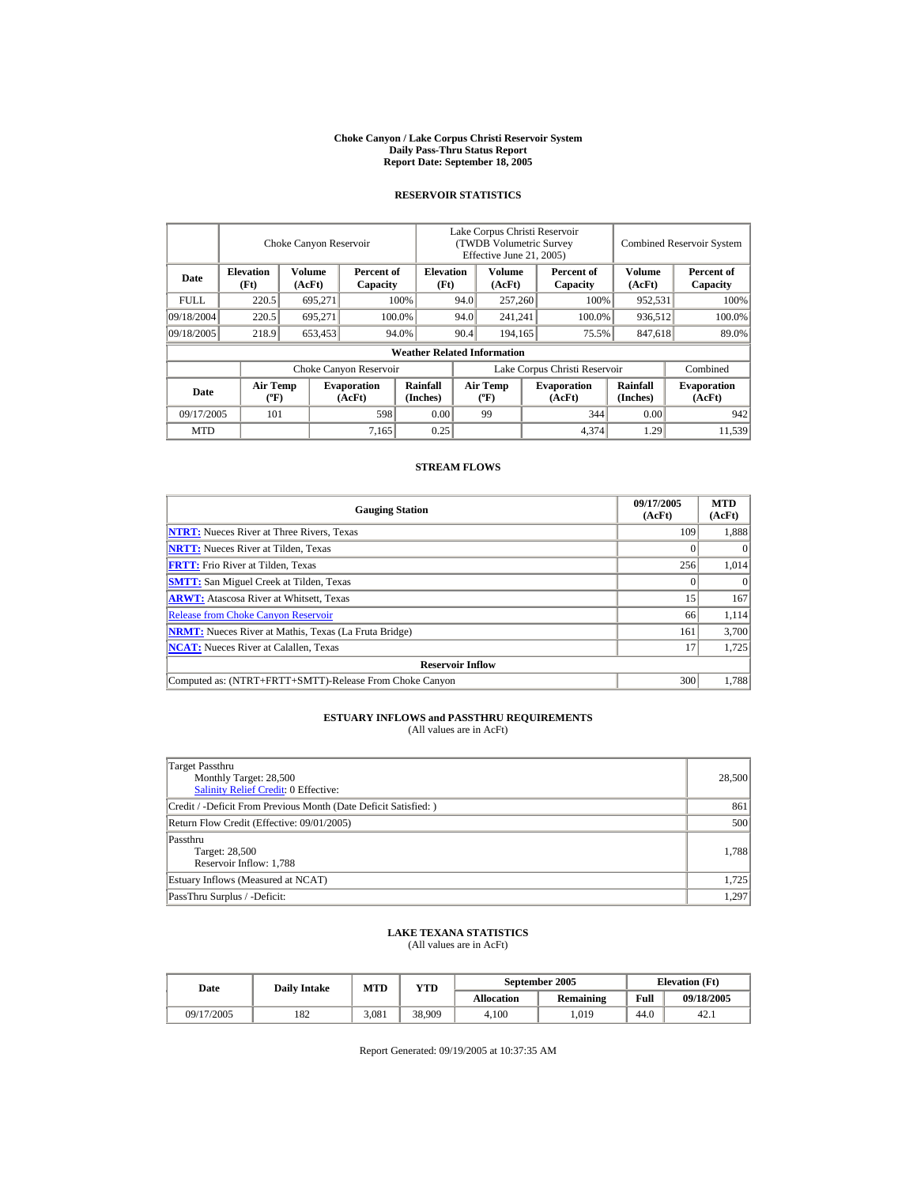**Choke Canyon / Lake Corpus Christi Reservoir System**
**Daily Pass-Thru Status Report**
**Report Date: September 18, 2005**

## RESERVOIR STATISTICS

| | Choke Canyon Reservoir | | | Lake Corpus Christi Reservoir (TWDB Volumetric Survey Effective June 21, 2005) | | | Combined Reservoir System | |
|---|---|---|---|---|---|---|---|---|
| **Date** | **Elevation (Ft)** | **Volume (AcFt)** | **Percent of Capacity** | **Elevation (Ft)** | **Volume (AcFt)** | **Percent of Capacity** | **Volume (AcFt)** | **Percent of Capacity** |
| FULL | 220.5 | 695,271 | 100% | 94.0 | 257,260 | 100% | 952,531 | 100% |
| 09/18/2004 | 220.5 | 695,271 | 100.0% | 94.0 | 241,241 | 100.0% | 936,512 | 100.0% |
| 09/18/2005 | 218.9 | 653,453 | 94.0% | 90.4 | 194,165 | 75.5% | 847,618 | 89.0% |

**Weather Related Information**

| | Choke Canyon Reservoir | | | Lake Corpus Christi Reservoir | | | Combined |
|---|---|---|---|---|---|---|---|
| **Date** | **Air Temp (ºF)** | **Evaporation (AcFt)** | **Rainfall (Inches)** | **Air Temp (ºF)** | **Evaporation (AcFt)** | **Rainfall (Inches)** | **Evaporation (AcFt)** |
| 09/17/2005 | 101 | 598 | 0.00 | 99 | 344 | 0.00 | 942 |
| MTD | | 7,165 | 0.25 | | 4,374 | 1.29 | 11,539 |

## STREAM FLOWS

| Gauging Station | 09/17/2005 (AcFt) | MTD (AcFt) |
|---|---|---|
| **NTRT:** Nueces River at Three Rivers, Texas | 109 | 1,888 |
| **NRTT:** Nueces River at Tilden, Texas | 0 | 0 |
| **FRTT:** Frio River at Tilden, Texas | 256 | 1,014 |
| **SMTT:** San Miguel Creek at Tilden, Texas | 0 | 0 |
| **ARWT:** Atascosa River at Whitsett, Texas | 15 | 167 |
| Release from Choke Canyon Reservoir | 66 | 1,114 |
| **NRMT:** Nueces River at Mathis, Texas (La Fruta Bridge) | 161 | 3,700 |
| **NCAT:** Nueces River at Calallen, Texas | 17 | 1,725 |
| **Reservoir Inflow** | | |
| Computed as: (NTRT+FRTT+SMTT)-Release From Choke Canyon | 300 | 1,788 |

## ESTUARY INFLOWS and PASSTHRU REQUIREMENTS
(All values are in AcFt)

| | |
|---|---|
| Target Passthru<br>Monthly Target: 28,500<br>Salinity Relief Credit: 0 Effective: | 28,500 |
| Credit / -Deficit From Previous Month (Date Deficit Satisfied: ) | 861 |
| Return Flow Credit (Effective: 09/01/2005) | 500 |
| Passthru<br>Target: 28,500<br>Reservoir Inflow: 1,788 | 1,788 |
| Estuary Inflows (Measured at NCAT) | 1,725 |
| PassThru Surplus / -Deficit: | 1,297 |

## LAKE TEXANA STATISTICS
(All values are in AcFt)

| Date | Daily Intake | MTD | YTD | September 2005 | | Elevation (Ft) | |
|---|---|---|---|---|---|---|---|
| | | | | **Allocation** | **Remaining** | **Full** | **09/18/2005** |
| 09/17/2005 | 182 | 3,081 | 38,909 | 4,100 | 1,019 | 44.0 | 42.1 |

Report Generated: 09/19/2005 at 10:37:35 AM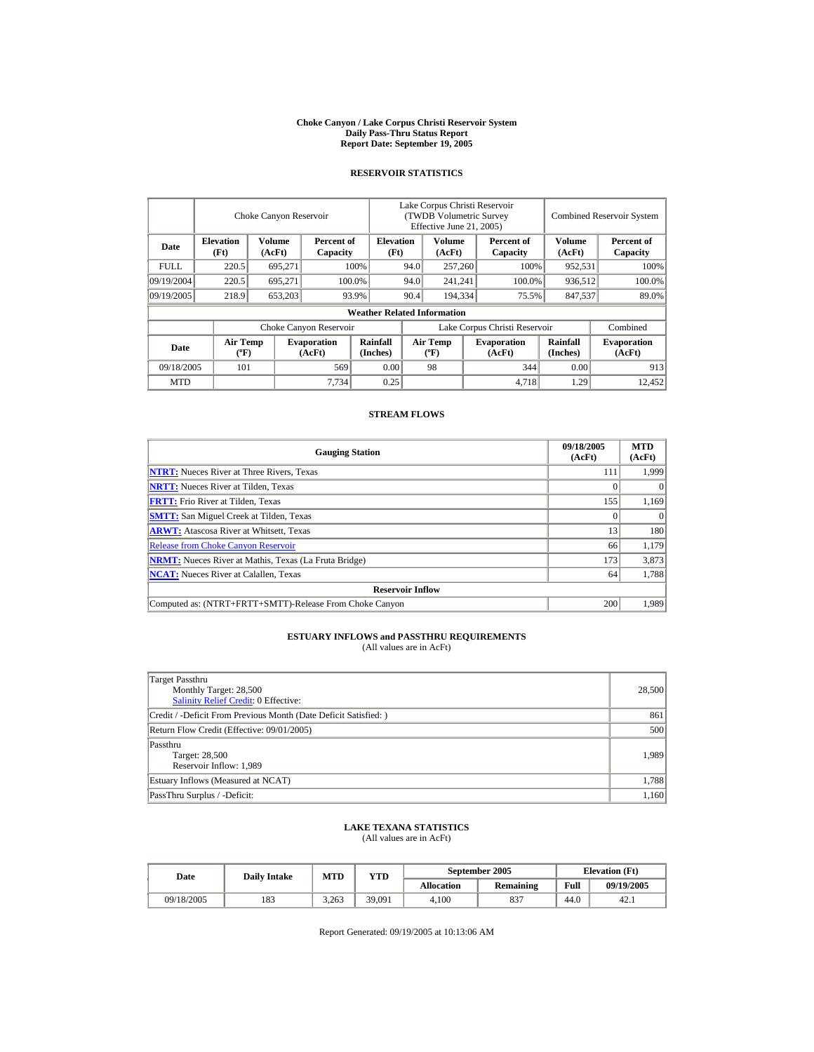# Choke Canyon / Lake Corpus Christi Reservoir System
## Daily Pass-Thru Status Report
## Report Date: September 19, 2005

### RESERVOIR STATISTICS

| Date | Choke Canyon Reservoir | | | Lake Corpus Christi Reservoir (TWDB Volumetric Survey Effective June 21, 2005) | | | Combined Reservoir System | |
|---|---|---|---|---|---|---|---|---|
| | Elevation (Ft) | Volume (AcFt) | Percent of Capacity | Elevation (Ft) | Volume (AcFt) | Percent of Capacity | Volume (AcFt) | Percent of Capacity |
| FULL | 220.5 | 695,271 | 100% | 94.0 | 257,260 | 100% | 952,531 | 100% |
| 09/19/2004 | 220.5 | 695,271 | 100.0% | 94.0 | 241,241 | 100.0% | 936,512 | 100.0% |
| 09/19/2005 | 218.9 | 653,203 | 93.9% | 90.4 | 194,334 | 75.5% | 847,537 | 89.0% |

**Weather Related Information**

| Date | Choke Canyon Reservoir | | | Lake Corpus Christi Reservoir | | | Combined |
|---|---|---|---|---|---|---|---|
| | Air Temp (ºF) | Evaporation (AcFt) | Rainfall (Inches) | Air Temp (ºF) | Evaporation (AcFt) | Rainfall (Inches) | Evaporation (AcFt) |
| 09/18/2005 | 101 | 569 | 0.00 | 98 | 344 | 0.00 | 913 |
| MTD | | 7,734 | 0.25 | | 4,718 | 1.29 | 12,452 |

### STREAM FLOWS

| Gauging Station | 09/18/2005 (AcFt) | MTD (AcFt) |
|---|---|---|
| NTRT: Nueces River at Three Rivers, Texas | 111 | 1,999 |
| NRTT: Nueces River at Tilden, Texas | 0 | 0 |
| FRTT: Frio River at Tilden, Texas | 155 | 1,169 |
| SMTT: San Miguel Creek at Tilden, Texas | 0 | 0 |
| ARWT: Atascosa River at Whitsett, Texas | 13 | 180 |
| Release from Choke Canyon Reservoir | 66 | 1,179 |
| NRMT: Nueces River at Mathis, Texas (La Fruta Bridge) | 173 | 3,873 |
| NCAT: Nueces River at Calallen, Texas | 64 | 1,788 |
| **Reservoir Inflow** | | |
| Computed as: (NTRT+FRTT+SMTT)-Release From Choke Canyon | 200 | 1,989 |

### ESTUARY INFLOWS and PASSTHRU REQUIREMENTS
(All values are in AcFt)

| | |
|---|---|
| Target Passthru<br>Monthly Target: 28,500<br>Salinity Relief Credit: 0 Effective: | 28,500 |
| Credit / -Deficit From Previous Month (Date Deficit Satisfied: ) | 861 |
| Return Flow Credit (Effective: 09/01/2005) | 500 |
| Passthru<br>Target: 28,500<br>Reservoir Inflow: 1,989 | 1,989 |
| Estuary Inflows (Measured at NCAT) | 1,788 |
| PassThru Surplus / -Deficit: | 1,160 |

### LAKE TEXANA STATISTICS
(All values are in AcFt)

| Date | Daily Intake | MTD | YTD | September 2005 | | Elevation (Ft) | |
|---|---|---|---|---|---|---|---|
| | | | | Allocation | Remaining | Full | 09/19/2005 |
| 09/18/2005 | 183 | 3,263 | 39,091 | 4,100 | 837 | 44.0 | 42.1 |

Report Generated: 09/19/2005 at 10:13:06 AM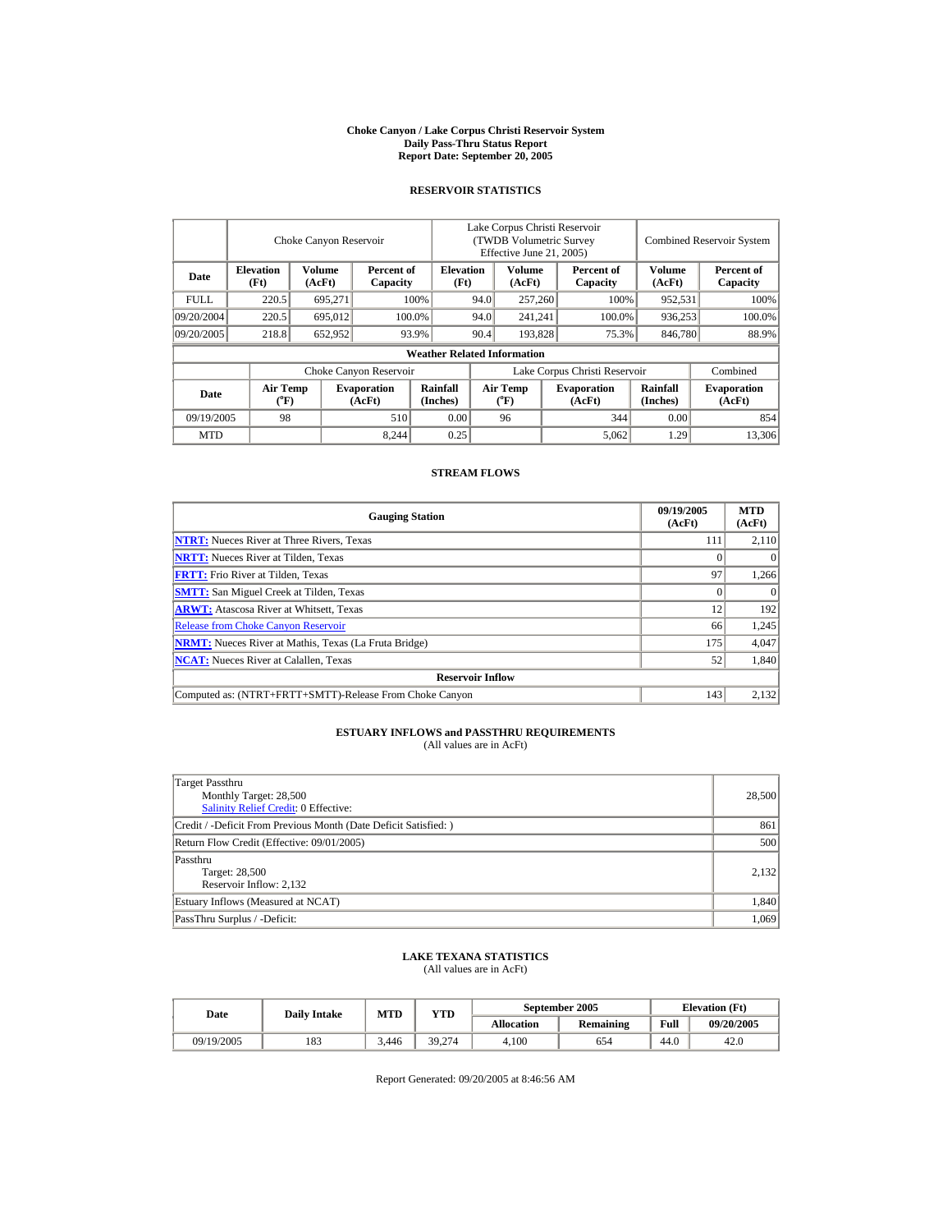# Choke Canyon / Lake Corpus Christi Reservoir System
## Daily Pass-Thru Status Report
## Report Date: September 20, 2005

### RESERVOIR STATISTICS

| Date | Choke Canyon Reservoir | | | Lake Corpus Christi Reservoir (TWDB Volumetric Survey Effective June 21, 2005) | | | Combined Reservoir System | |
|---|---|---|---|---|---|---|---|---|
| | Elevation (Ft) | Volume (AcFt) | Percent of Capacity | Elevation (Ft) | Volume (AcFt) | Percent of Capacity | Volume (AcFt) | Percent of Capacity |
| FULL | 220.5 | 695,271 | 100% | 94.0 | 257,260 | 100% | 952,531 | 100% |
| 09/20/2004 | 220.5 | 695,012 | 100.0% | 94.0 | 241,241 | 100.0% | 936,253 | 100.0% |
| 09/20/2005 | 218.8 | 652,952 | 93.9% | 90.4 | 193,828 | 75.3% | 846,780 | 88.9% |

**Weather Related Information**

| Date | Choke Canyon Reservoir | | | Lake Corpus Christi Reservoir | | | Combined |
|---|---|---|---|---|---|---|---|
| | Air Temp (°F) | Evaporation (AcFt) | Rainfall (Inches) | Air Temp (°F) | Evaporation (AcFt) | Rainfall (Inches) | Evaporation (AcFt) |
| 09/19/2005 | 98 | 510 | 0.00 | 96 | 344 | 0.00 | 854 |
| MTD | | 8,244 | 0.25 | | 5,062 | 1.29 | 13,306 |

### STREAM FLOWS

| Gauging Station | 09/19/2005 (AcFt) | MTD (AcFt) |
|---|---|---|
| NTRT: Nueces River at Three Rivers, Texas | 111 | 2,110 |
| NRTT: Nueces River at Tilden, Texas | 0 | 0 |
| FRTT: Frio River at Tilden, Texas | 97 | 1,266 |
| SMTT: San Miguel Creek at Tilden, Texas | 0 | 0 |
| ARWT: Atascosa River at Whitsett, Texas | 12 | 192 |
| Release from Choke Canyon Reservoir | 66 | 1,245 |
| NRMT: Nueces River at Mathis, Texas (La Fruta Bridge) | 175 | 4,047 |
| NCAT: Nueces River at Calallen, Texas | 52 | 1,840 |
| **Reservoir Inflow** | | |
| Computed as: (NTRT+FRTT+SMTT)-Release From Choke Canyon | 143 | 2,132 |

### ESTUARY INFLOWS and PASSTHRU REQUIREMENTS
(All values are in AcFt)

| | |
|---|---|
| Target Passthru<br>Monthly Target: 28,500<br>Salinity Relief Credit: 0 Effective: | 28,500 |
| Credit / -Deficit From Previous Month (Date Deficit Satisfied: ) | 861 |
| Return Flow Credit (Effective: 09/01/2005) | 500 |
| Passthru<br>Target: 28,500<br>Reservoir Inflow: 2,132 | 2,132 |
| Estuary Inflows (Measured at NCAT) | 1,840 |
| PassThru Surplus / -Deficit: | 1,069 |

### LAKE TEXANA STATISTICS
(All values are in AcFt)

| Date | Daily Intake | MTD | YTD | September 2005 | | Elevation (Ft) | |
|---|---|---|---|---|---|---|---|
| | | | | Allocation | Remaining | Full | 09/20/2005 |
| 09/19/2005 | 183 | 3,446 | 39,274 | 4,100 | 654 | 44.0 | 42.0 |

Report Generated: 09/20/2005 at 8:46:56 AM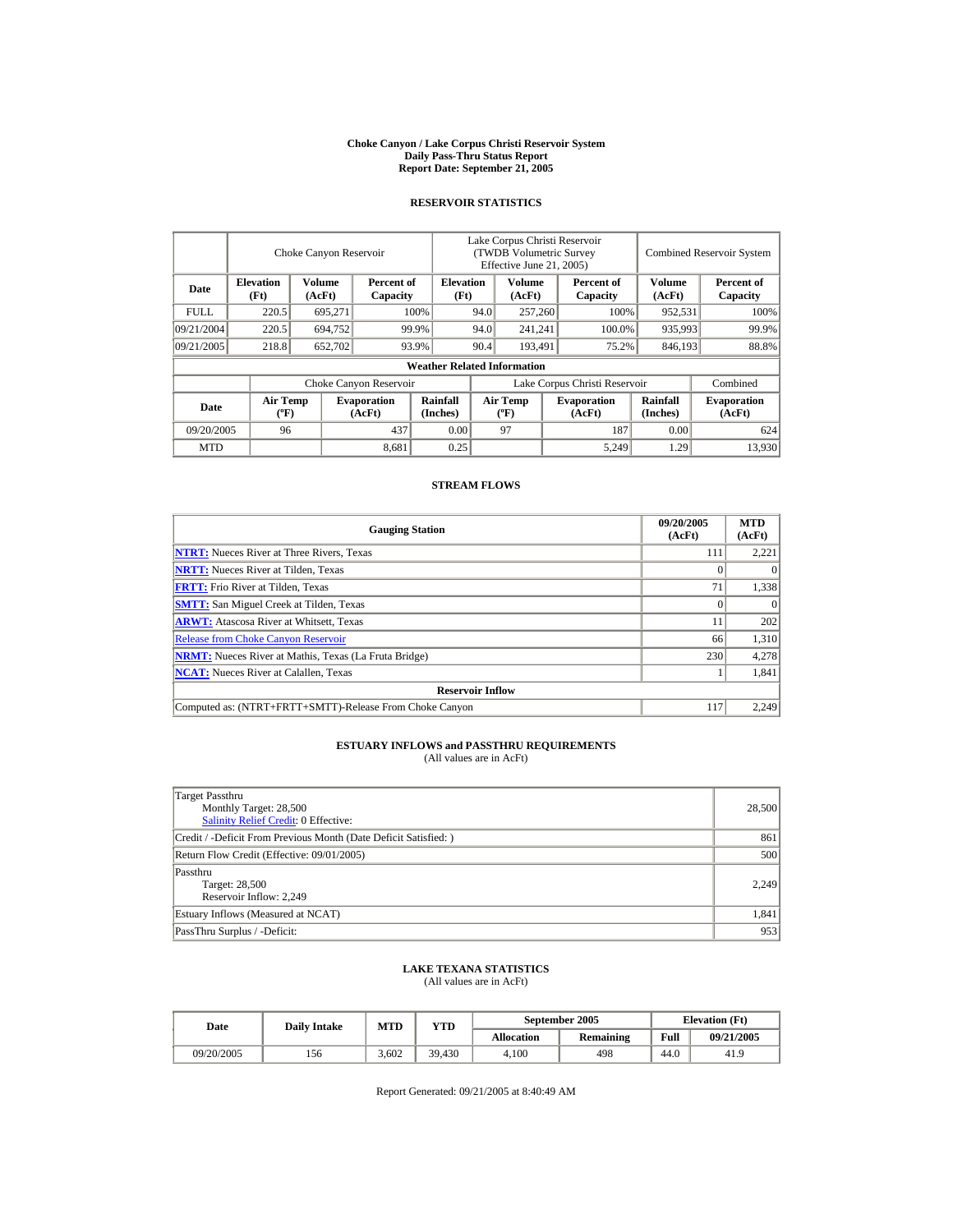**Choke Canyon / Lake Corpus Christi Reservoir System**
**Daily Pass-Thru Status Report**
**Report Date: September 21, 2005**

## RESERVOIR STATISTICS

| | Choke Canyon Reservoir | | | Lake Corpus Christi Reservoir (TWDB Volumetric Survey Effective June 21, 2005) | | | Combined Reservoir System | |
|---|---|---|---|---|---|---|---|---|
| **Date** | **Elevation (Ft)** | **Volume (AcFt)** | **Percent of Capacity** | **Elevation (Ft)** | **Volume (AcFt)** | **Percent of Capacity** | **Volume (AcFt)** | **Percent of Capacity** |
| FULL | 220.5 | 695,271 | 100% | 94.0 | 257,260 | 100% | 952,531 | 100% |
| 09/21/2004 | 220.5 | 694,752 | 99.9% | 94.0 | 241,241 | 100.0% | 935,993 | 99.9% |
| 09/21/2005 | 218.8 | 652,702 | 93.9% | 90.4 | 193,491 | 75.2% | 846,193 | 88.8% |

**Weather Related Information**

| | Choke Canyon Reservoir | | | Lake Corpus Christi Reservoir | | | Combined |
|---|---|---|---|---|---|---|---|
| **Date** | **Air Temp (ºF)** | **Evaporation (AcFt)** | **Rainfall (Inches)** | **Air Temp (ºF)** | **Evaporation (AcFt)** | **Rainfall (Inches)** | **Evaporation (AcFt)** |
| 09/20/2005 | 96 | 437 | 0.00 | 97 | 187 | 0.00 | 624 |
| MTD | | 8,681 | 0.25 | | 5,249 | 1.29 | 13,930 |

## STREAM FLOWS

| Gauging Station | 09/20/2005 (AcFt) | MTD (AcFt) |
|---|---|---|
| **NTRT:** Nueces River at Three Rivers, Texas | 111 | 2,221 |
| **NRTT:** Nueces River at Tilden, Texas | 0 | 0 |
| **FRTT:** Frio River at Tilden, Texas | 71 | 1,338 |
| **SMTT:** San Miguel Creek at Tilden, Texas | 0 | 0 |
| **ARWT:** Atascosa River at Whitsett, Texas | 11 | 202 |
| Release from Choke Canyon Reservoir | 66 | 1,310 |
| **NRMT:** Nueces River at Mathis, Texas (La Fruta Bridge) | 230 | 4,278 |
| **NCAT:** Nueces River at Calallen, Texas | 1 | 1,841 |
| **Reservoir Inflow** | | |
| Computed as: (NTRT+FRTT+SMTT)-Release From Choke Canyon | 117 | 2,249 |

## ESTUARY INFLOWS and PASSTHRU REQUIREMENTS

(All values are in AcFt)

| | |
|---|---|
| Target Passthru<br>Monthly Target: 28,500<br>Salinity Relief Credit: 0 Effective: | 28,500 |
| Credit / -Deficit From Previous Month (Date Deficit Satisfied: ) | 861 |
| Return Flow Credit (Effective: 09/01/2005) | 500 |
| Passthru<br>Target: 28,500<br>Reservoir Inflow: 2,249 | 2,249 |
| Estuary Inflows (Measured at NCAT) | 1,841 |
| PassThru Surplus / -Deficit: | 953 |

## LAKE TEXANA STATISTICS

(All values are in AcFt)

| Date | Daily Intake | MTD | YTD | September 2005 | | Elevation (Ft) | |
|---|---|---|---|---|---|---|---|
| | | | | **Allocation** | **Remaining** | **Full** | **09/21/2005** |
| 09/20/2005 | 156 | 3,602 | 39,430 | 4,100 | 498 | 44.0 | 41.9 |

Report Generated: 09/21/2005 at 8:40:49 AM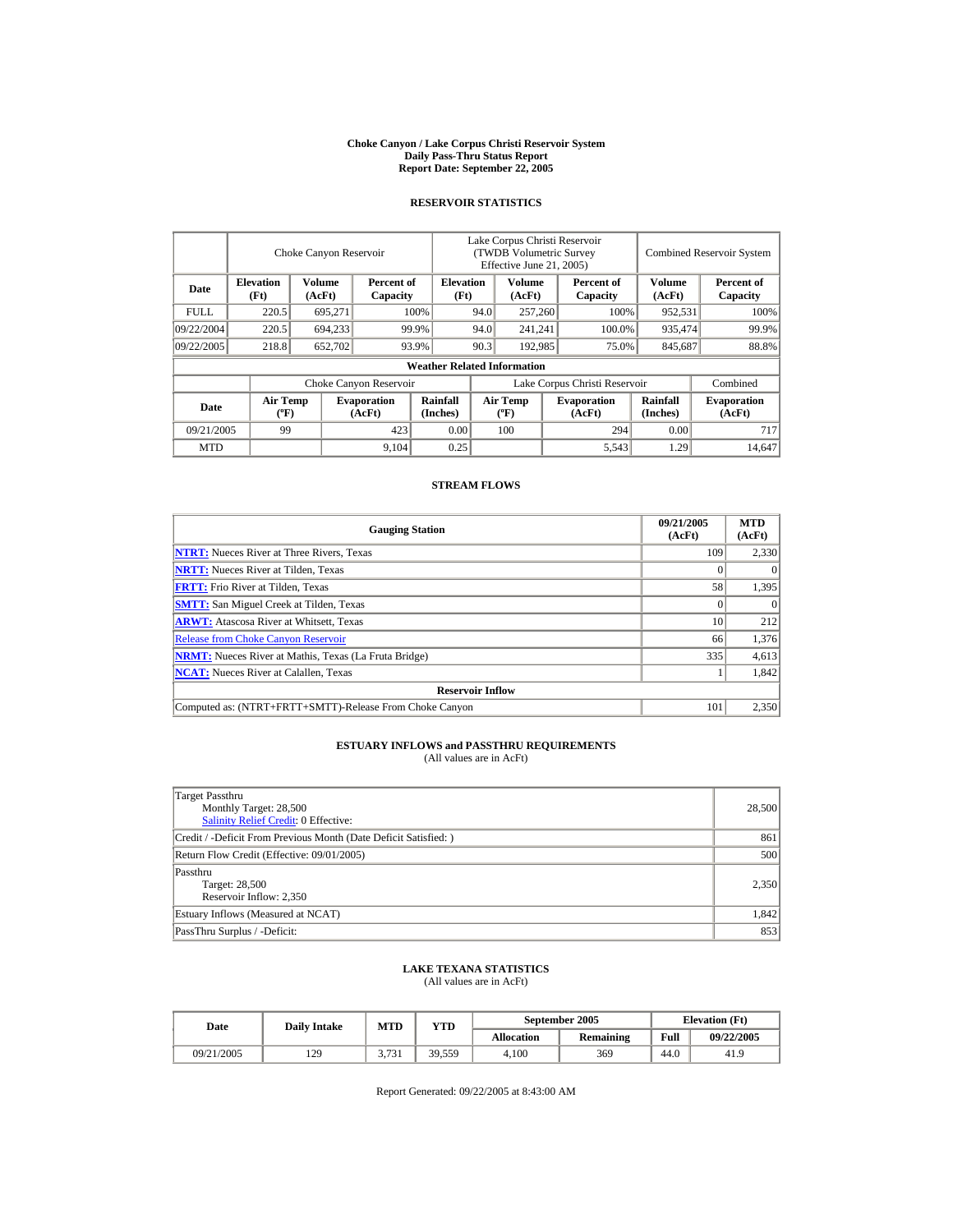# Choke Canyon / Lake Corpus Christi Reservoir System
## Daily Pass-Thru Status Report
## Report Date: September 22, 2005

### RESERVOIR STATISTICS

| | Choke Canyon Reservoir | | | Lake Corpus Christi Reservoir (TWDB Volumetric Survey Effective June 21, 2005) | | | Combined Reservoir System | |
|---|---|---|---|---|---|---|---|---|
| Date | Elevation (Ft) | Volume (AcFt) | Percent of Capacity | Elevation (Ft) | Volume (AcFt) | Percent of Capacity | Volume (AcFt) | Percent of Capacity |
| FULL | 220.5 | 695,271 | 100% | 94.0 | 257,260 | 100% | 952,531 | 100% |
| 09/22/2004 | 220.5 | 694,233 | 99.9% | 94.0 | 241,241 | 100.0% | 935,474 | 99.9% |
| 09/22/2005 | 218.8 | 652,702 | 93.9% | 90.3 | 192,985 | 75.0% | 845,687 | 88.8% |

**Weather Related Information**

| | Choke Canyon Reservoir | | | Lake Corpus Christi Reservoir | | | Combined |
|---|---|---|---|---|---|---|---|
| Date | Air Temp (ºF) | Evaporation (AcFt) | Rainfall (Inches) | Air Temp (ºF) | Evaporation (AcFt) | Rainfall (Inches) | Evaporation (AcFt) |
| 09/21/2005 | 99 | 423 | 0.00 | 100 | 294 | 0.00 | 717 |
| MTD | | 9,104 | 0.25 | | 5,543 | 1.29 | 14,647 |

### STREAM FLOWS

| Gauging Station | 09/21/2005 (AcFt) | MTD (AcFt) |
|---|---|---|
| NTRT: Nueces River at Three Rivers, Texas | 109 | 2,330 |
| NRTT: Nueces River at Tilden, Texas | 0 | 0 |
| FRTT: Frio River at Tilden, Texas | 58 | 1,395 |
| SMTT: San Miguel Creek at Tilden, Texas | 0 | 0 |
| ARWT: Atascosa River at Whitsett, Texas | 10 | 212 |
| Release from Choke Canyon Reservoir | 66 | 1,376 |
| NRMT: Nueces River at Mathis, Texas (La Fruta Bridge) | 335 | 4,613 |
| NCAT: Nueces River at Calallen, Texas | 1 | 1,842 |
| **Reservoir Inflow** | | |
| Computed as: (NTRT+FRTT+SMTT)-Release From Choke Canyon | 101 | 2,350 |

### ESTUARY INFLOWS and PASSTHRU REQUIREMENTS
(All values are in AcFt)

| | |
|---|---|
| Target Passthru<br>Monthly Target: 28,500<br>Salinity Relief Credit: 0 Effective: | 28,500 |
| Credit / -Deficit From Previous Month (Date Deficit Satisfied: ) | 861 |
| Return Flow Credit (Effective: 09/01/2005) | 500 |
| Passthru<br>Target: 28,500<br>Reservoir Inflow: 2,350 | 2,350 |
| Estuary Inflows (Measured at NCAT) | 1,842 |
| PassThru Surplus / -Deficit: | 853 |

### LAKE TEXANA STATISTICS
(All values are in AcFt)

| Date | Daily Intake | MTD | YTD | September 2005 | | Elevation (Ft) | |
|---|---|---|---|---|---|---|---|
| | | | | Allocation | Remaining | Full | 09/22/2005 |
| 09/21/2005 | 129 | 3,731 | 39,559 | 4,100 | 369 | 44.0 | 41.9 |

Report Generated: 09/22/2005 at 8:43:00 AM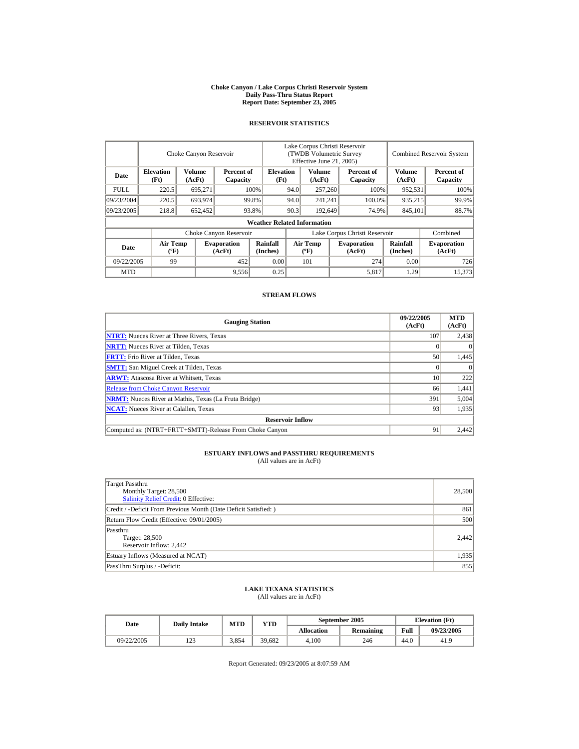# Choke Canyon / Lake Corpus Christi Reservoir System
## Daily Pass-Thru Status Report
## Report Date: September 23, 2005

### RESERVOIR STATISTICS

| Date | Choke Canyon Reservoir | | | Lake Corpus Christi Reservoir (TWDB Volumetric Survey Effective June 21, 2005) | | | Combined Reservoir System | |
|---|---|---|---|---|---|---|---|---|
| | Elevation (Ft) | Volume (AcFt) | Percent of Capacity | Elevation (Ft) | Volume (AcFt) | Percent of Capacity | Volume (AcFt) | Percent of Capacity |
| FULL | 220.5 | 695,271 | 100% | 94.0 | 257,260 | 100% | 952,531 | 100% |
| 09/23/2004 | 220.5 | 693,974 | 99.8% | 94.0 | 241,241 | 100.0% | 935,215 | 99.9% |
| 09/23/2005 | 218.8 | 652,452 | 93.8% | 90.3 | 192,649 | 74.9% | 845,101 | 88.7% |

**Weather Related Information**

| Date | Choke Canyon Reservoir | | | Lake Corpus Christi Reservoir | | | Combined |
|---|---|---|---|---|---|---|---|
| | Air Temp (ºF) | Evaporation (AcFt) | Rainfall (Inches) | Air Temp (ºF) | Evaporation (AcFt) | Rainfall (Inches) | Evaporation (AcFt) |
| 09/22/2005 | 99 | 452 | 0.00 | 101 | 274 | 0.00 | 726 |
| MTD | | 9,556 | 0.25 | | 5,817 | 1.29 | 15,373 |

### STREAM FLOWS

| Gauging Station | 09/22/2005 (AcFt) | MTD (AcFt) |
|---|---|---|
| NTRT: Nueces River at Three Rivers, Texas | 107 | 2,438 |
| NRTT: Nueces River at Tilden, Texas | 0 | 0 |
| FRTT: Frio River at Tilden, Texas | 50 | 1,445 |
| SMTT: San Miguel Creek at Tilden, Texas | 0 | 0 |
| ARWT: Atascosa River at Whitsett, Texas | 10 | 222 |
| Release from Choke Canyon Reservoir | 66 | 1,441 |
| NRMT: Nueces River at Mathis, Texas (La Fruta Bridge) | 391 | 5,004 |
| NCAT: Nueces River at Calallen, Texas | 93 | 1,935 |
| **Reservoir Inflow** | | |
| Computed as: (NTRT+FRTT+SMTT)-Release From Choke Canyon | 91 | 2,442 |

### ESTUARY INFLOWS and PASSTHRU REQUIREMENTS
(All values are in AcFt)

| | |
|---|---|
| Target Passthru<br>Monthly Target: 28,500<br>Salinity Relief Credit: 0 Effective: | 28,500 |
| Credit / -Deficit From Previous Month (Date Deficit Satisfied: ) | 861 |
| Return Flow Credit (Effective: 09/01/2005) | 500 |
| Passthru<br>Target: 28,500<br>Reservoir Inflow: 2,442 | 2,442 |
| Estuary Inflows (Measured at NCAT) | 1,935 |
| PassThru Surplus / -Deficit: | 855 |

### LAKE TEXANA STATISTICS
(All values are in AcFt)

| Date | Daily Intake | MTD | YTD | September 2005 | | Elevation (Ft) | |
|---|---|---|---|---|---|---|---|
| | | | | Allocation | Remaining | Full | 09/23/2005 |
| 09/22/2005 | 123 | 3,854 | 39,682 | 4,100 | 246 | 44.0 | 41.9 |

Report Generated: 09/23/2005 at 8:07:59 AM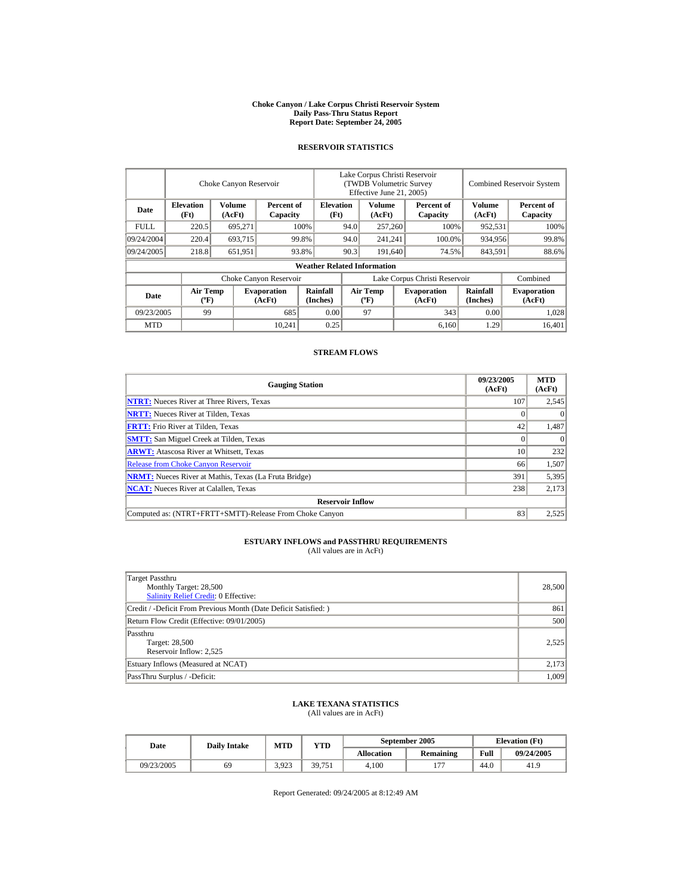# Choke Canyon / Lake Corpus Christi Reservoir System
## Daily Pass-Thru Status Report
### Report Date: September 24, 2005

## RESERVOIR STATISTICS

| | Choke Canyon Reservoir | | | Lake Corpus Christi Reservoir (TWDB Volumetric Survey Effective June 21, 2005) | | | Combined Reservoir System | |
|---|---|---|---|---|---|---|---|---|
| Date | Elevation (Ft) | Volume (AcFt) | Percent of Capacity | Elevation (Ft) | Volume (AcFt) | Percent of Capacity | Volume (AcFt) | Percent of Capacity |
| FULL | 220.5 | 695,271 | 100% | 94.0 | 257,260 | 100% | 952,531 | 100% |
| 09/24/2004 | 220.4 | 693,715 | 99.8% | 94.0 | 241,241 | 100.0% | 934,956 | 99.8% |
| 09/24/2005 | 218.8 | 651,951 | 93.8% | 90.3 | 191,640 | 74.5% | 843,591 | 88.6% |

**Weather Related Information**

| | Choke Canyon Reservoir | | | Lake Corpus Christi Reservoir | | | Combined |
|---|---|---|---|---|---|---|---|
| Date | Air Temp (ºF) | Evaporation (AcFt) | Rainfall (Inches) | Air Temp (ºF) | Evaporation (AcFt) | Rainfall (Inches) | Evaporation (AcFt) |
| 09/23/2005 | 99 | 685 | 0.00 | 97 | 343 | 0.00 | 1,028 |
| MTD | | 10,241 | 0.25 | | 6,160 | 1.29 | 16,401 |

## STREAM FLOWS

| Gauging Station | 09/23/2005 (AcFt) | MTD (AcFt) |
|---|---|---|
| NTRT: Nueces River at Three Rivers, Texas | 107 | 2,545 |
| NRTT: Nueces River at Tilden, Texas | 0 | 0 |
| FRTT: Frio River at Tilden, Texas | 42 | 1,487 |
| SMTT: San Miguel Creek at Tilden, Texas | 0 | 0 |
| ARWT: Atascosa River at Whitsett, Texas | 10 | 232 |
| Release from Choke Canyon Reservoir | 66 | 1,507 |
| NRMT: Nueces River at Mathis, Texas (La Fruta Bridge) | 391 | 5,395 |
| NCAT: Nueces River at Calallen, Texas | 238 | 2,173 |
| **Reservoir Inflow** | | |
| Computed as: (NTRT+FRTT+SMTT)-Release From Choke Canyon | 83 | 2,525 |

## ESTUARY INFLOWS and PASSTHRU REQUIREMENTS
(All values are in AcFt)

| | |
|---|---|
| Target Passthru<br>Monthly Target: 28,500<br>Salinity Relief Credit: 0 Effective: | 28,500 |
| Credit / -Deficit From Previous Month (Date Deficit Satisfied: ) | 861 |
| Return Flow Credit (Effective: 09/01/2005) | 500 |
| Passthru<br>Target: 28,500<br>Reservoir Inflow: 2,525 | 2,525 |
| Estuary Inflows (Measured at NCAT) | 2,173 |
| PassThru Surplus / -Deficit: | 1,009 |

## LAKE TEXANA STATISTICS
(All values are in AcFt)

| Date | Daily Intake | MTD | YTD | September 2005 | | Elevation (Ft) | |
|---|---|---|---|---|---|---|---|
| | | | | Allocation | Remaining | Full | 09/24/2005 |
| 09/23/2005 | 69 | 3,923 | 39,751 | 4,100 | 177 | 44.0 | 41.9 |

Report Generated: 09/24/2005 at 8:12:49 AM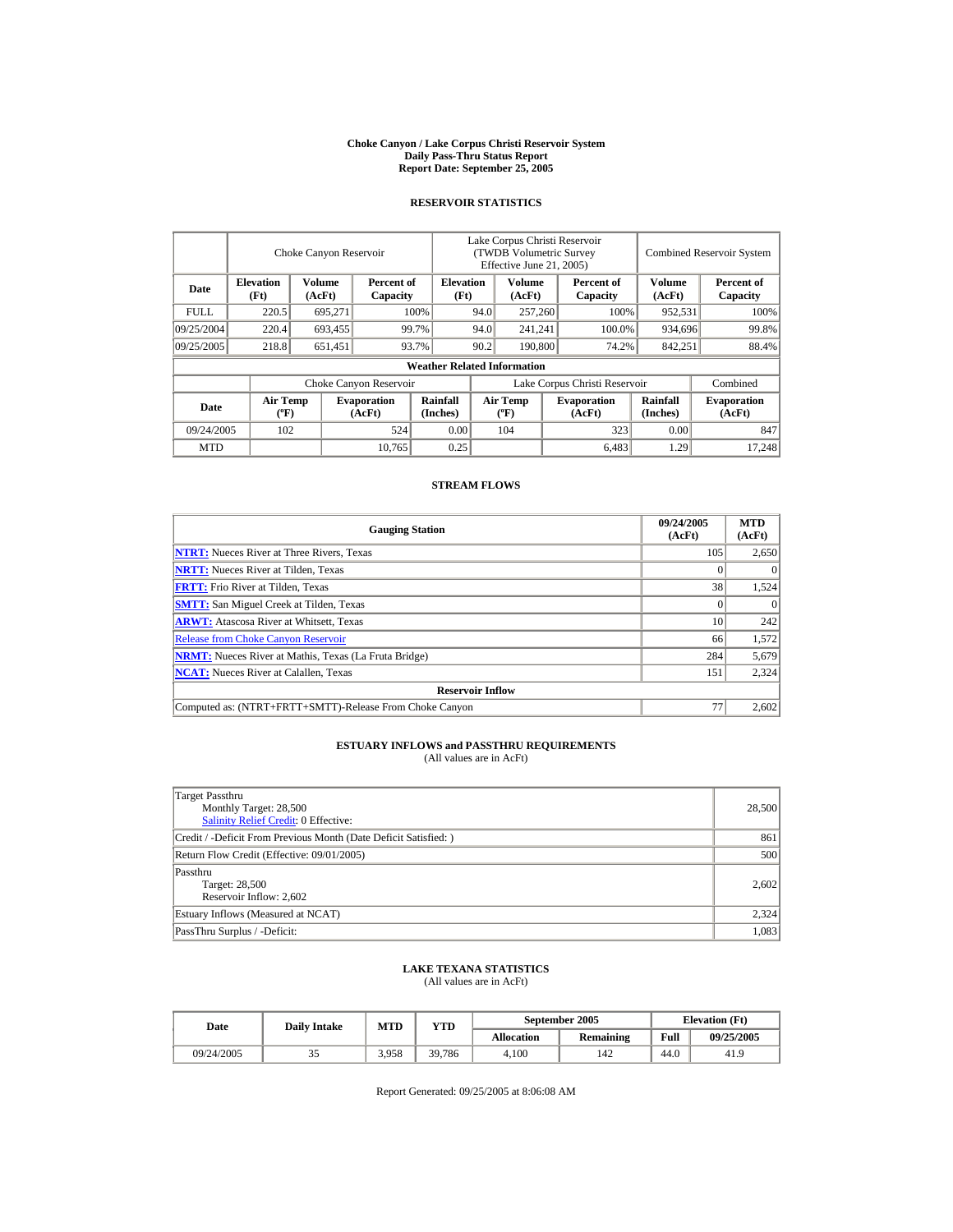# Choke Canyon / Lake Corpus Christi Reservoir System
## Daily Pass-Thru Status Report
## Report Date: September 25, 2005

### RESERVOIR STATISTICS

| Date | Choke Canyon Reservoir | | | Lake Corpus Christi Reservoir (TWDB Volumetric Survey Effective June 21, 2005) | | | Combined Reservoir System | |
|---|---|---|---|---|---|---|---|---|
| | Elevation (Ft) | Volume (AcFt) | Percent of Capacity | Elevation (Ft) | Volume (AcFt) | Percent of Capacity | Volume (AcFt) | Percent of Capacity |
| FULL | 220.5 | 695,271 | 100% | 94.0 | 257,260 | 100% | 952,531 | 100% |
| 09/25/2004 | 220.4 | 693,455 | 99.7% | 94.0 | 241,241 | 100.0% | 934,696 | 99.8% |
| 09/25/2005 | 218.8 | 651,451 | 93.7% | 90.2 | 190,800 | 74.2% | 842,251 | 88.4% |

**Weather Related Information**

| Date | Choke Canyon Reservoir | | | Lake Corpus Christi Reservoir | | | Combined |
|---|---|---|---|---|---|---|---|
| | Air Temp (ºF) | Evaporation (AcFt) | Rainfall (Inches) | Air Temp (ºF) | Evaporation (AcFt) | Rainfall (Inches) | Evaporation (AcFt) |
| 09/24/2005 | 102 | 524 | 0.00 | 104 | 323 | 0.00 | 847 |
| MTD | | 10,765 | 0.25 | | 6,483 | 1.29 | 17,248 |

### STREAM FLOWS

| Gauging Station | 09/24/2005 (AcFt) | MTD (AcFt) |
|---|---|---|
| NTRT: Nueces River at Three Rivers, Texas | 105 | 2,650 |
| NRTT: Nueces River at Tilden, Texas | 0 | 0 |
| FRTT: Frio River at Tilden, Texas | 38 | 1,524 |
| SMTT: San Miguel Creek at Tilden, Texas | 0 | 0 |
| ARWT: Atascosa River at Whitsett, Texas | 10 | 242 |
| Release from Choke Canyon Reservoir | 66 | 1,572 |
| NRMT: Nueces River at Mathis, Texas (La Fruta Bridge) | 284 | 5,679 |
| NCAT: Nueces River at Calallen, Texas | 151 | 2,324 |
| **Reservoir Inflow** | | |
| Computed as: (NTRT+FRTT+SMTT)-Release From Choke Canyon | 77 | 2,602 |

### ESTUARY INFLOWS and PASSTHRU REQUIREMENTS
(All values are in AcFt)

| | |
|---|---|
| Target Passthru<br>Monthly Target: 28,500<br>Salinity Relief Credit: 0 Effective: | 28,500 |
| Credit / -Deficit From Previous Month (Date Deficit Satisfied: ) | 861 |
| Return Flow Credit (Effective: 09/01/2005) | 500 |
| Passthru<br>Target: 28,500<br>Reservoir Inflow: 2,602 | 2,602 |
| Estuary Inflows (Measured at NCAT) | 2,324 |
| PassThru Surplus / -Deficit: | 1,083 |

### LAKE TEXANA STATISTICS
(All values are in AcFt)

| Date | Daily Intake | MTD | YTD | September 2005 | | Elevation (Ft) | |
|---|---|---|---|---|---|---|---|
| | | | | Allocation | Remaining | Full | 09/25/2005 |
| 09/24/2005 | 35 | 3,958 | 39,786 | 4,100 | 142 | 44.0 | 41.9 |

Report Generated: 09/25/2005 at 8:06:08 AM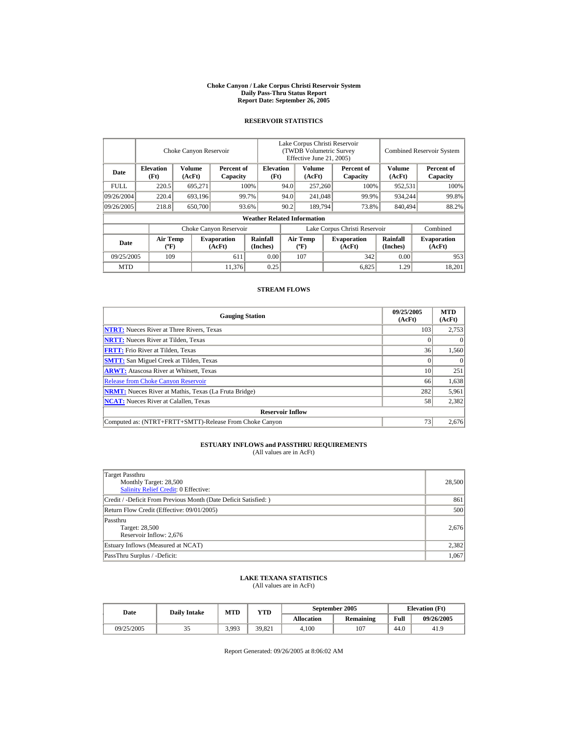# Choke Canyon / Lake Corpus Christi Reservoir System
## Daily Pass-Thru Status Report
### Report Date: September 26, 2005

## RESERVOIR STATISTICS

| Date | Choke Canyon Reservoir | | | Lake Corpus Christi Reservoir (TWDB Volumetric Survey Effective June 21, 2005) | | | Combined Reservoir System | |
|---|---|---|---|---|---|---|---|---|
| | Elevation (Ft) | Volume (AcFt) | Percent of Capacity | Elevation (Ft) | Volume (AcFt) | Percent of Capacity | Volume (AcFt) | Percent of Capacity |
| FULL | 220.5 | 695,271 | 100% | 94.0 | 257,260 | 100% | 952,531 | 100% |
| 09/26/2004 | 220.4 | 693,196 | 99.7% | 94.0 | 241,048 | 99.9% | 934,244 | 99.8% |
| 09/26/2005 | 218.8 | 650,700 | 93.6% | 90.2 | 189,794 | 73.8% | 840,494 | 88.2% |

**Weather Related Information**

| Date | Choke Canyon Reservoir | | | Lake Corpus Christi Reservoir | | | Combined |
|---|---|---|---|---|---|---|---|
| | Air Temp (ºF) | Evaporation (AcFt) | Rainfall (Inches) | Air Temp (ºF) | Evaporation (AcFt) | Rainfall (Inches) | Evaporation (AcFt) |
| 09/25/2005 | 109 | 611 | 0.00 | 107 | 342 | 0.00 | 953 |
| MTD | | 11,376 | 0.25 | | 6,825 | 1.29 | 18,201 |

## STREAM FLOWS

| Gauging Station | 09/25/2005 (AcFt) | MTD (AcFt) |
|---|---|---|
| NTRT: Nueces River at Three Rivers, Texas | 103 | 2,753 |
| NRTT: Nueces River at Tilden, Texas | 0 | 0 |
| FRTT: Frio River at Tilden, Texas | 36 | 1,560 |
| SMTT: San Miguel Creek at Tilden, Texas | 0 | 0 |
| ARWT: Atascosa River at Whitsett, Texas | 10 | 251 |
| Release from Choke Canyon Reservoir | 66 | 1,638 |
| NRMT: Nueces River at Mathis, Texas (La Fruta Bridge) | 282 | 5,961 |
| NCAT: Nueces River at Calallen, Texas | 58 | 2,382 |
| **Reservoir Inflow** | | |
| Computed as: (NTRT+FRTT+SMTT)-Release From Choke Canyon | 73 | 2,676 |

## ESTUARY INFLOWS and PASSTHRU REQUIREMENTS
(All values are in AcFt)

| | |
|---|---|
| Target Passthru<br>Monthly Target: 28,500<br>Salinity Relief Credit: 0 Effective: | 28,500 |
| Credit / -Deficit From Previous Month (Date Deficit Satisfied: ) | 861 |
| Return Flow Credit (Effective: 09/01/2005) | 500 |
| Passthru<br>Target: 28,500<br>Reservoir Inflow: 2,676 | 2,676 |
| Estuary Inflows (Measured at NCAT) | 2,382 |
| PassThru Surplus / -Deficit: | 1,067 |

## LAKE TEXANA STATISTICS
(All values are in AcFt)

| Date | Daily Intake | MTD | YTD | September 2005 | | Elevation (Ft) | |
|---|---|---|---|---|---|---|---|
| | | | | Allocation | Remaining | Full | 09/26/2005 |
| 09/25/2005 | 35 | 3,993 | 39,821 | 4,100 | 107 | 44.0 | 41.9 |

Report Generated: 09/26/2005 at 8:06:02 AM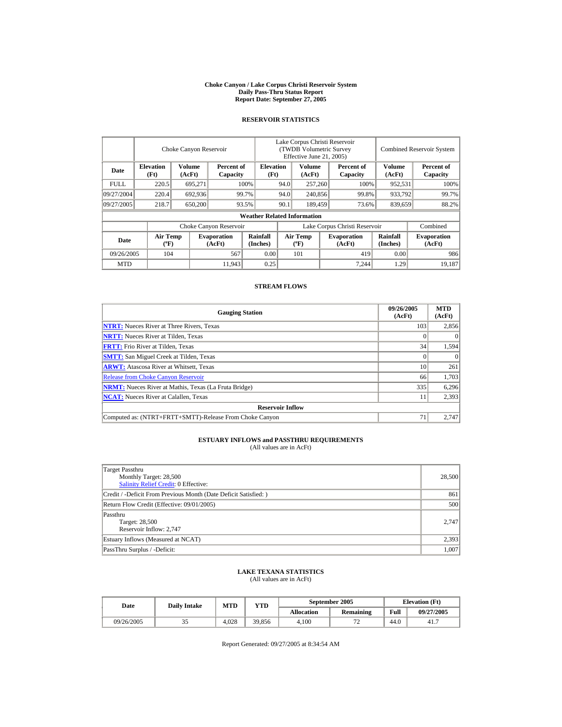# Choke Canyon / Lake Corpus Christi Reservoir System
## Daily Pass-Thru Status Report
## Report Date: September 27, 2005

### RESERVOIR STATISTICS

| Date | Choke Canyon Reservoir | | | Lake Corpus Christi Reservoir (TWDB Volumetric Survey Effective June 21, 2005) | | | Combined Reservoir System | |
|---|---|---|---|---|---|---|---|---|
| | Elevation (Ft) | Volume (AcFt) | Percent of Capacity | Elevation (Ft) | Volume (AcFt) | Percent of Capacity | Volume (AcFt) | Percent of Capacity |
| FULL | 220.5 | 695,271 | 100% | 94.0 | 257,260 | 100% | 952,531 | 100% |
| 09/27/2004 | 220.4 | 692,936 | 99.7% | 94.0 | 240,856 | 99.8% | 933,792 | 99.7% |
| 09/27/2005 | 218.7 | 650,200 | 93.5% | 90.1 | 189,459 | 73.6% | 839,659 | 88.2% |

**Weather Related Information**

| Date | Choke Canyon Reservoir | | | Lake Corpus Christi Reservoir | | | Combined |
|---|---|---|---|---|---|---|---|
| | Air Temp (ºF) | Evaporation (AcFt) | Rainfall (Inches) | Air Temp (ºF) | Evaporation (AcFt) | Rainfall (Inches) | Evaporation (AcFt) |
| 09/26/2005 | 104 | 567 | 0.00 | 101 | 419 | 0.00 | 986 |
| MTD | | 11,943 | 0.25 | | 7,244 | 1.29 | 19,187 |

### STREAM FLOWS

| Gauging Station | 09/26/2005 (AcFt) | MTD (AcFt) |
|---|---|---|
| NTRT: Nueces River at Three Rivers, Texas | 103 | 2,856 |
| NRTT: Nueces River at Tilden, Texas | 0 | 0 |
| FRTT: Frio River at Tilden, Texas | 34 | 1,594 |
| SMTT: San Miguel Creek at Tilden, Texas | 0 | 0 |
| ARWT: Atascosa River at Whitsett, Texas | 10 | 261 |
| Release from Choke Canyon Reservoir | 66 | 1,703 |
| NRMT: Nueces River at Mathis, Texas (La Fruta Bridge) | 335 | 6,296 |
| NCAT: Nueces River at Calallen, Texas | 11 | 2,393 |
| **Reservoir Inflow** | | |
| Computed as: (NTRT+FRTT+SMTT)-Release From Choke Canyon | 71 | 2,747 |

### ESTUARY INFLOWS and PASSTHRU REQUIREMENTS
(All values are in AcFt)

| | |
|---|---|
| Target Passthru<br>Monthly Target: 28,500<br>Salinity Relief Credit: 0 Effective: | 28,500 |
| Credit / -Deficit From Previous Month (Date Deficit Satisfied: ) | 861 |
| Return Flow Credit (Effective: 09/01/2005) | 500 |
| Passthru<br>Target: 28,500<br>Reservoir Inflow: 2,747 | 2,747 |
| Estuary Inflows (Measured at NCAT) | 2,393 |
| PassThru Surplus / -Deficit: | 1,007 |

### LAKE TEXANA STATISTICS
(All values are in AcFt)

| Date | Daily Intake | MTD | YTD | September 2005 | | Elevation (Ft) | |
|---|---|---|---|---|---|---|---|
| | | | | Allocation | Remaining | Full | 09/27/2005 |
| 09/26/2005 | 35 | 4,028 | 39,856 | 4,100 | 72 | 44.0 | 41.7 |

Report Generated: 09/27/2005 at 8:34:54 AM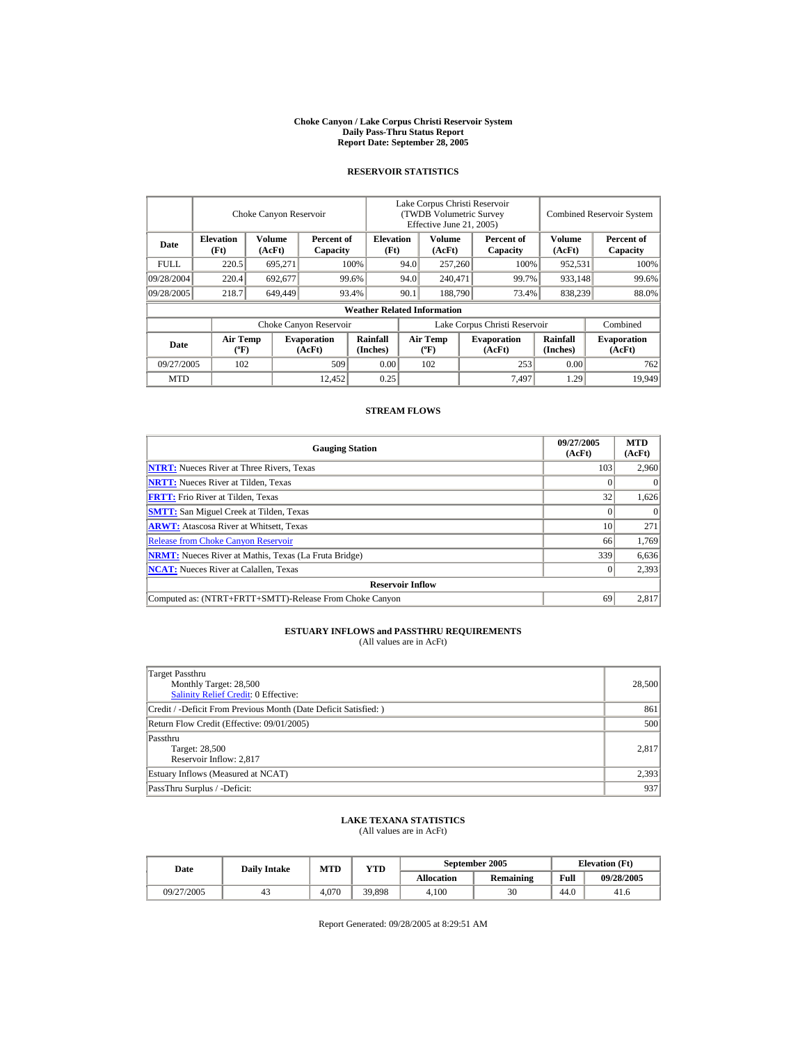# Choke Canyon / Lake Corpus Christi Reservoir System
## Daily Pass-Thru Status Report
## Report Date: September 28, 2005

### RESERVOIR STATISTICS

| Date | Choke Canyon Reservoir | | | Lake Corpus Christi Reservoir (TWDB Volumetric Survey Effective June 21, 2005) | | | Combined Reservoir System | |
|---|---|---|---|---|---|---|---|---|
| | Elevation (Ft) | Volume (AcFt) | Percent of Capacity | Elevation (Ft) | Volume (AcFt) | Percent of Capacity | Volume (AcFt) | Percent of Capacity |
| FULL | 220.5 | 695,271 | 100% | 94.0 | 257,260 | 100% | 952,531 | 100% |
| 09/28/2004 | 220.4 | 692,677 | 99.6% | 94.0 | 240,471 | 99.7% | 933,148 | 99.6% |
| 09/28/2005 | 218.7 | 649,449 | 93.4% | 90.1 | 188,790 | 73.4% | 838,239 | 88.0% |

**Weather Related Information**

| Date | Choke Canyon Reservoir | | | Lake Corpus Christi Reservoir | | | Combined |
|---|---|---|---|---|---|---|---|
| | Air Temp (ºF) | Evaporation (AcFt) | Rainfall (Inches) | Air Temp (ºF) | Evaporation (AcFt) | Rainfall (Inches) | Evaporation (AcFt) |
| 09/27/2005 | 102 | 509 | 0.00 | 102 | 253 | 0.00 | 762 |
| MTD | | 12,452 | 0.25 | | 7,497 | 1.29 | 19,949 |

### STREAM FLOWS

| Gauging Station | 09/27/2005 (AcFt) | MTD (AcFt) |
|---|---|---|
| NTRT: Nueces River at Three Rivers, Texas | 103 | 2,960 |
| NRTT: Nueces River at Tilden, Texas | 0 | 0 |
| FRTT: Frio River at Tilden, Texas | 32 | 1,626 |
| SMTT: San Miguel Creek at Tilden, Texas | 0 | 0 |
| ARWT: Atascosa River at Whitsett, Texas | 10 | 271 |
| Release from Choke Canyon Reservoir | 66 | 1,769 |
| NRMT: Nueces River at Mathis, Texas (La Fruta Bridge) | 339 | 6,636 |
| NCAT: Nueces River at Calallen, Texas | 0 | 2,393 |
| **Reservoir Inflow** | | |
| Computed as: (NTRT+FRTT+SMTT)-Release From Choke Canyon | 69 | 2,817 |

### ESTUARY INFLOWS and PASSTHRU REQUIREMENTS
(All values are in AcFt)

| | |
|---|---|
| Target Passthru<br>Monthly Target: 28,500<br>Salinity Relief Credit: 0 Effective: | 28,500 |
| Credit / -Deficit From Previous Month (Date Deficit Satisfied: ) | 861 |
| Return Flow Credit (Effective: 09/01/2005) | 500 |
| Passthru<br>Target: 28,500<br>Reservoir Inflow: 2,817 | 2,817 |
| Estuary Inflows (Measured at NCAT) | 2,393 |
| PassThru Surplus / -Deficit: | 937 |

### LAKE TEXANA STATISTICS
(All values are in AcFt)

| Date | Daily Intake | MTD | YTD | September 2005 | | Elevation (Ft) | |
|---|---|---|---|---|---|---|---|
| | | | | Allocation | Remaining | Full | 09/28/2005 |
| 09/27/2005 | 43 | 4,070 | 39,898 | 4,100 | 30 | 44.0 | 41.6 |

Report Generated: 09/28/2005 at 8:29:51 AM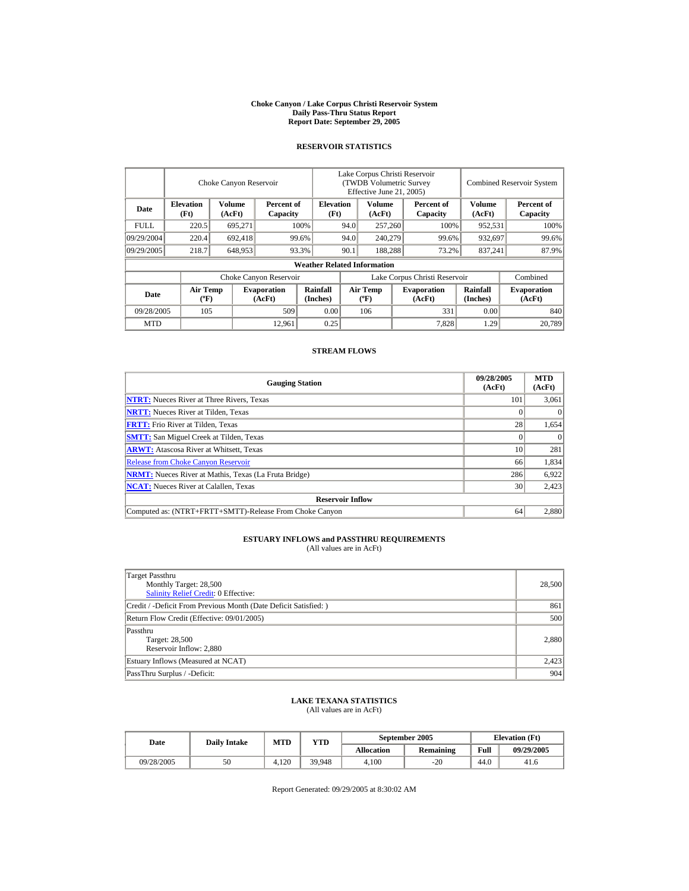**Choke Canyon / Lake Corpus Christi Reservoir System**
**Daily Pass-Thru Status Report**
**Report Date: September 29, 2005**

## RESERVOIR STATISTICS

| | Choke Canyon Reservoir | | | Lake Corpus Christi Reservoir (TWDB Volumetric Survey Effective June 21, 2005) | | | Combined Reservoir System | |
|---|---|---|---|---|---|---|---|---|
| **Date** | **Elevation (Ft)** | **Volume (AcFt)** | **Percent of Capacity** | **Elevation (Ft)** | **Volume (AcFt)** | **Percent of Capacity** | **Volume (AcFt)** | **Percent of Capacity** |
| FULL | 220.5 | 695,271 | 100% | 94.0 | 257,260 | 100% | 952,531 | 100% |
| 09/29/2004 | 220.4 | 692,418 | 99.6% | 94.0 | 240,279 | 99.6% | 932,697 | 99.6% |
| 09/29/2005 | 218.7 | 648,953 | 93.3% | 90.1 | 188,288 | 73.2% | 837,241 | 87.9% |

**Weather Related Information**

| | Choke Canyon Reservoir | | | Lake Corpus Christi Reservoir | | | Combined |
|---|---|---|---|---|---|---|---|
| **Date** | **Air Temp (ºF)** | **Evaporation (AcFt)** | **Rainfall (Inches)** | **Air Temp (ºF)** | **Evaporation (AcFt)** | **Rainfall (Inches)** | **Evaporation (AcFt)** |
| 09/28/2005 | 105 | 509 | 0.00 | 106 | 331 | 0.00 | 840 |
| MTD | | 12,961 | 0.25 | | 7,828 | 1.29 | 20,789 |

## STREAM FLOWS

| Gauging Station | 09/28/2005 (AcFt) | MTD (AcFt) |
|---|---|---|
| **NTRT:** Nueces River at Three Rivers, Texas | 101 | 3,061 |
| **NRTT:** Nueces River at Tilden, Texas | 0 | 0 |
| **FRTT:** Frio River at Tilden, Texas | 28 | 1,654 |
| **SMTT:** San Miguel Creek at Tilden, Texas | 0 | 0 |
| **ARWT:** Atascosa River at Whitsett, Texas | 10 | 281 |
| Release from Choke Canyon Reservoir | 66 | 1,834 |
| **NRMT:** Nueces River at Mathis, Texas (La Fruta Bridge) | 286 | 6,922 |
| **NCAT:** Nueces River at Calallen, Texas | 30 | 2,423 |
| **Reservoir Inflow** | | |
| Computed as: (NTRT+FRTT+SMTT)-Release From Choke Canyon | 64 | 2,880 |

## ESTUARY INFLOWS and PASSTHRU REQUIREMENTS
(All values are in AcFt)

| | |
|---|---|
| Target Passthru<br>Monthly Target: 28,500<br>Salinity Relief Credit: 0 Effective: | 28,500 |
| Credit / -Deficit From Previous Month (Date Deficit Satisfied: ) | 861 |
| Return Flow Credit (Effective: 09/01/2005) | 500 |
| Passthru<br>Target: 28,500<br>Reservoir Inflow: 2,880 | 2,880 |
| Estuary Inflows (Measured at NCAT) | 2,423 |
| PassThru Surplus / -Deficit: | 904 |

## LAKE TEXANA STATISTICS
(All values are in AcFt)

| Date | Daily Intake | MTD | YTD | September 2005 | | Elevation (Ft) | |
|---|---|---|---|---|---|---|---|
| | | | | **Allocation** | **Remaining** | **Full** | **09/29/2005** |
| 09/28/2005 | 50 | 4,120 | 39,948 | 4,100 | -20 | 44.0 | 41.6 |

Report Generated: 09/29/2005 at 8:30:02 AM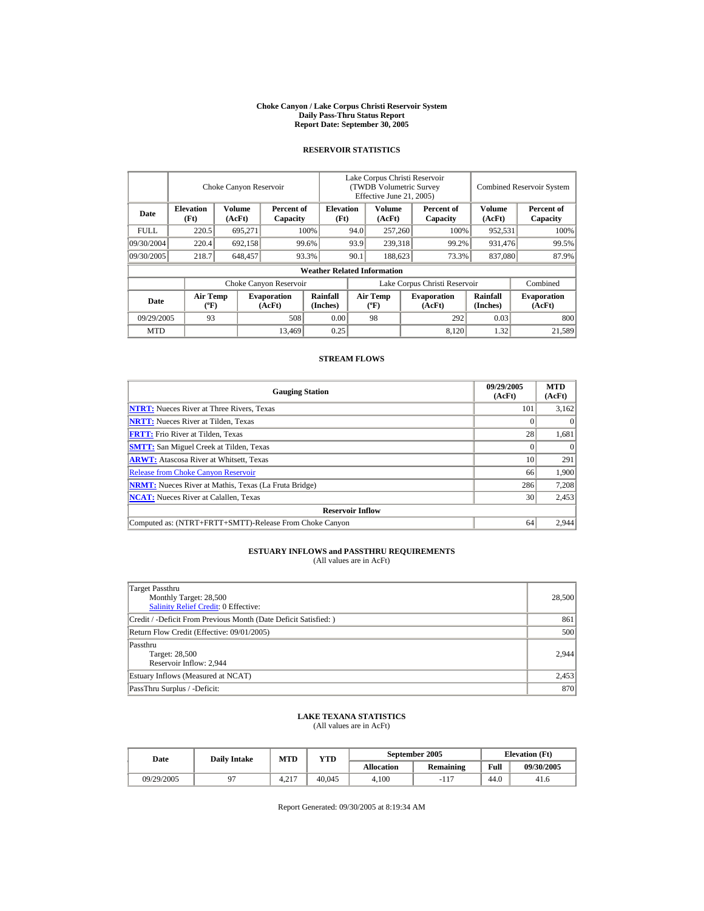**Choke Canyon / Lake Corpus Christi Reservoir System**
**Daily Pass-Thru Status Report**
**Report Date: September 30, 2005**

## RESERVOIR STATISTICS

| Date | Choke Canyon Reservoir | | | Lake Corpus Christi Reservoir (TWDB Volumetric Survey Effective June 21, 2005) | | | Combined Reservoir System | |
|---|---|---|---|---|---|---|---|---|
| | **Elevation (Ft)** | **Volume (AcFt)** | **Percent of Capacity** | **Elevation (Ft)** | **Volume (AcFt)** | **Percent of Capacity** | **Volume (AcFt)** | **Percent of Capacity** |
| FULL | 220.5 | 695,271 | 100% | 94.0 | 257,260 | 100% | 952,531 | 100% |
| 09/30/2004 | 220.4 | 692,158 | 99.6% | 93.9 | 239,318 | 99.2% | 931,476 | 99.5% |
| 09/30/2005 | 218.7 | 648,457 | 93.3% | 90.1 | 188,623 | 73.3% | 837,080 | 87.9% |

**Weather Related Information**

| Date | Choke Canyon Reservoir | | | Lake Corpus Christi Reservoir | | | Combined |
|---|---|---|---|---|---|---|---|
| | **Air Temp (ºF)** | **Evaporation (AcFt)** | **Rainfall (Inches)** | **Air Temp (ºF)** | **Evaporation (AcFt)** | **Rainfall (Inches)** | **Evaporation (AcFt)** |
| 09/29/2005 | 93 | 508 | 0.00 | 98 | 292 | 0.03 | 800 |
| MTD | | 13,469 | 0.25 | | 8,120 | 1.32 | 21,589 |

## STREAM FLOWS

| Gauging Station | 09/29/2005 (AcFt) | MTD (AcFt) |
|---|---|---|
| **NTRT:** Nueces River at Three Rivers, Texas | 101 | 3,162 |
| **NRTT:** Nueces River at Tilden, Texas | 0 | 0 |
| **FRTT:** Frio River at Tilden, Texas | 28 | 1,681 |
| **SMTT:** San Miguel Creek at Tilden, Texas | 0 | 0 |
| **ARWT:** Atascosa River at Whitsett, Texas | 10 | 291 |
| Release from Choke Canyon Reservoir | 66 | 1,900 |
| **NRMT:** Nueces River at Mathis, Texas (La Fruta Bridge) | 286 | 7,208 |
| **NCAT:** Nueces River at Calallen, Texas | 30 | 2,453 |
| **Reservoir Inflow** | | |
| Computed as: (NTRT+FRTT+SMTT)-Release From Choke Canyon | 64 | 2,944 |

## ESTUARY INFLOWS and PASSTHRU REQUIREMENTS
(All values are in AcFt)

| | |
|---|---|
| Target Passthru<br>Monthly Target: 28,500<br>Salinity Relief Credit: 0 Effective: | 28,500 |
| Credit / -Deficit From Previous Month (Date Deficit Satisfied: ) | 861 |
| Return Flow Credit (Effective: 09/01/2005) | 500 |
| Passthru<br>Target: 28,500<br>Reservoir Inflow: 2,944 | 2,944 |
| Estuary Inflows (Measured at NCAT) | 2,453 |
| PassThru Surplus / -Deficit: | 870 |

## LAKE TEXANA STATISTICS
(All values are in AcFt)

| Date | Daily Intake | MTD | YTD | September 2005 | | Elevation (Ft) | |
|---|---|---|---|---|---|---|---|
| | | | | **Allocation** | **Remaining** | **Full** | **09/30/2005** |
| 09/29/2005 | 97 | 4,217 | 40,045 | 4,100 | -117 | 44.0 | 41.6 |

Report Generated: 09/30/2005 at 8:19:34 AM